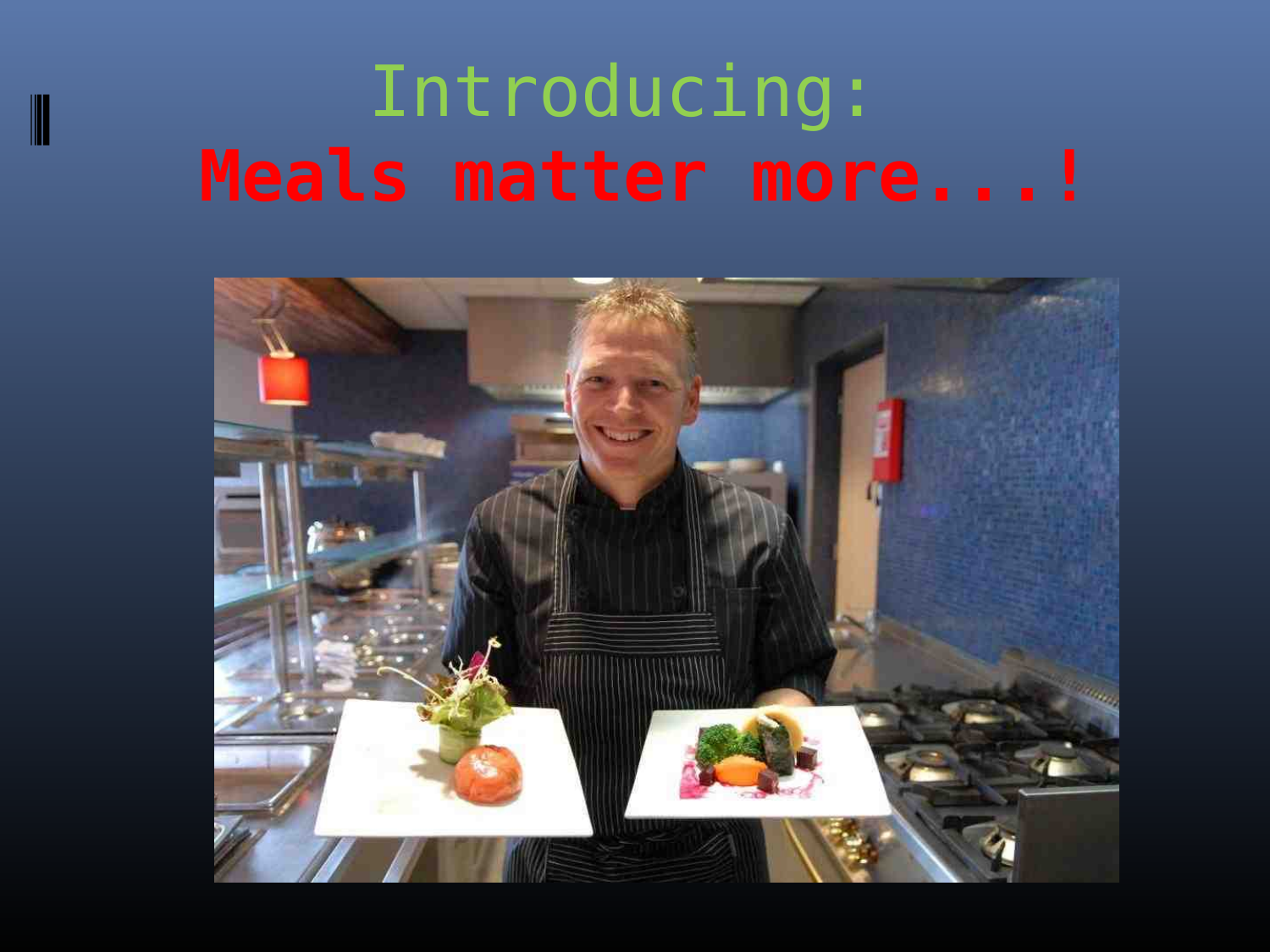# Introducing:

# **Meals matter more...!**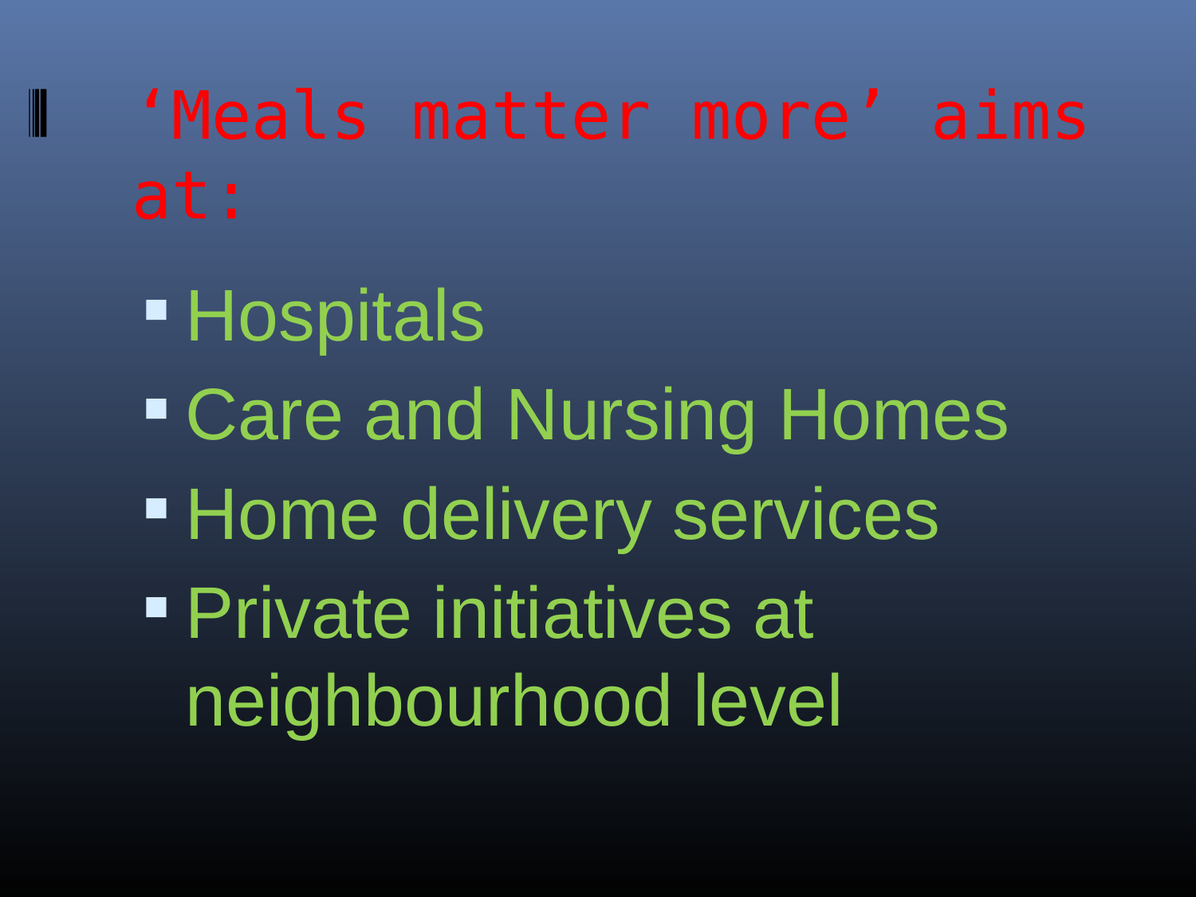## ‘Meals matter more’ aims at:

- Hospitals
- Care and Nursing Homes
- Home delivery services
- Private initiatives at neighbourhood level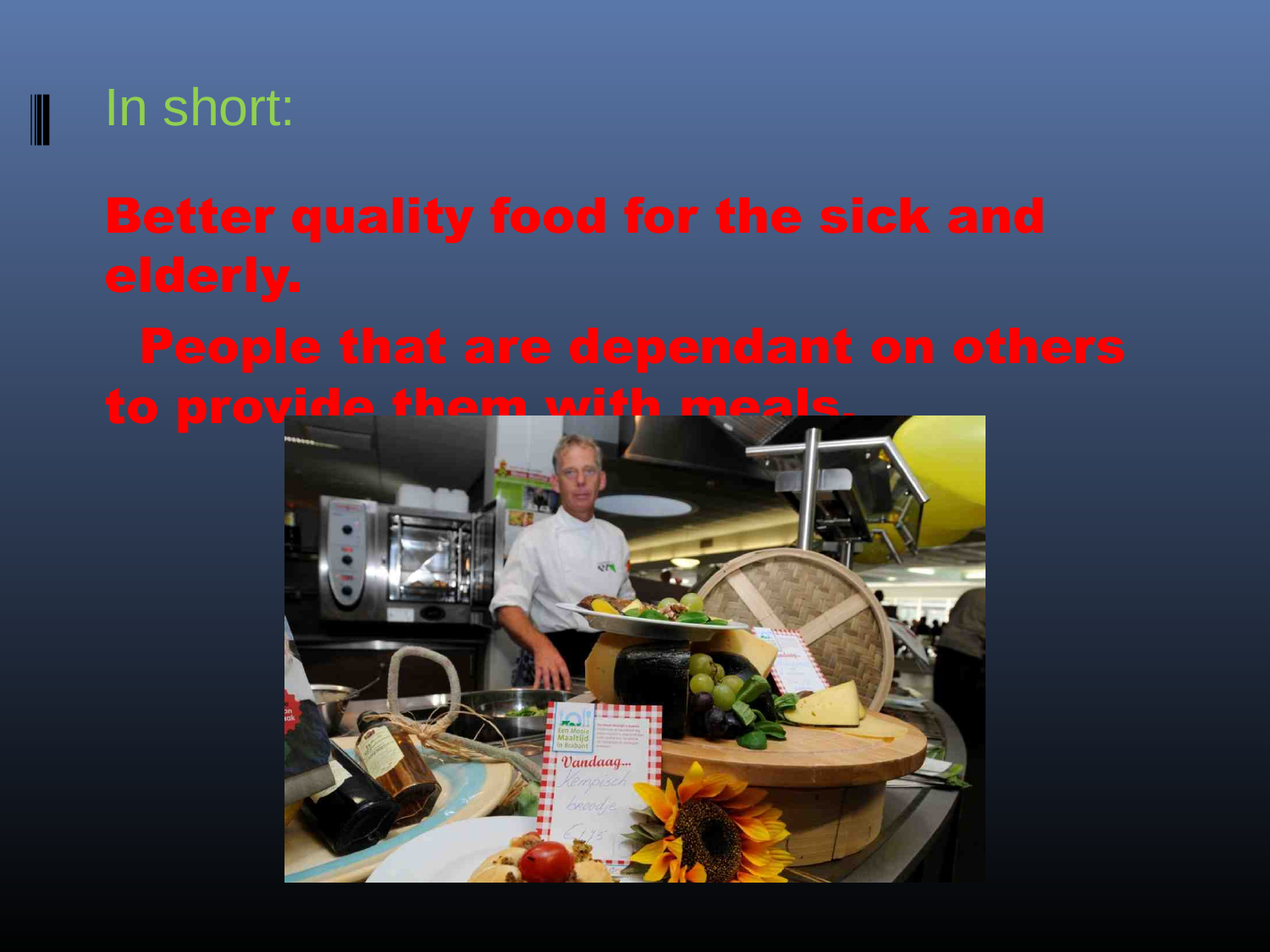# In short:

**Better quality food for the sick and elderly.**

**People that are dependant on others to provide them with meals.**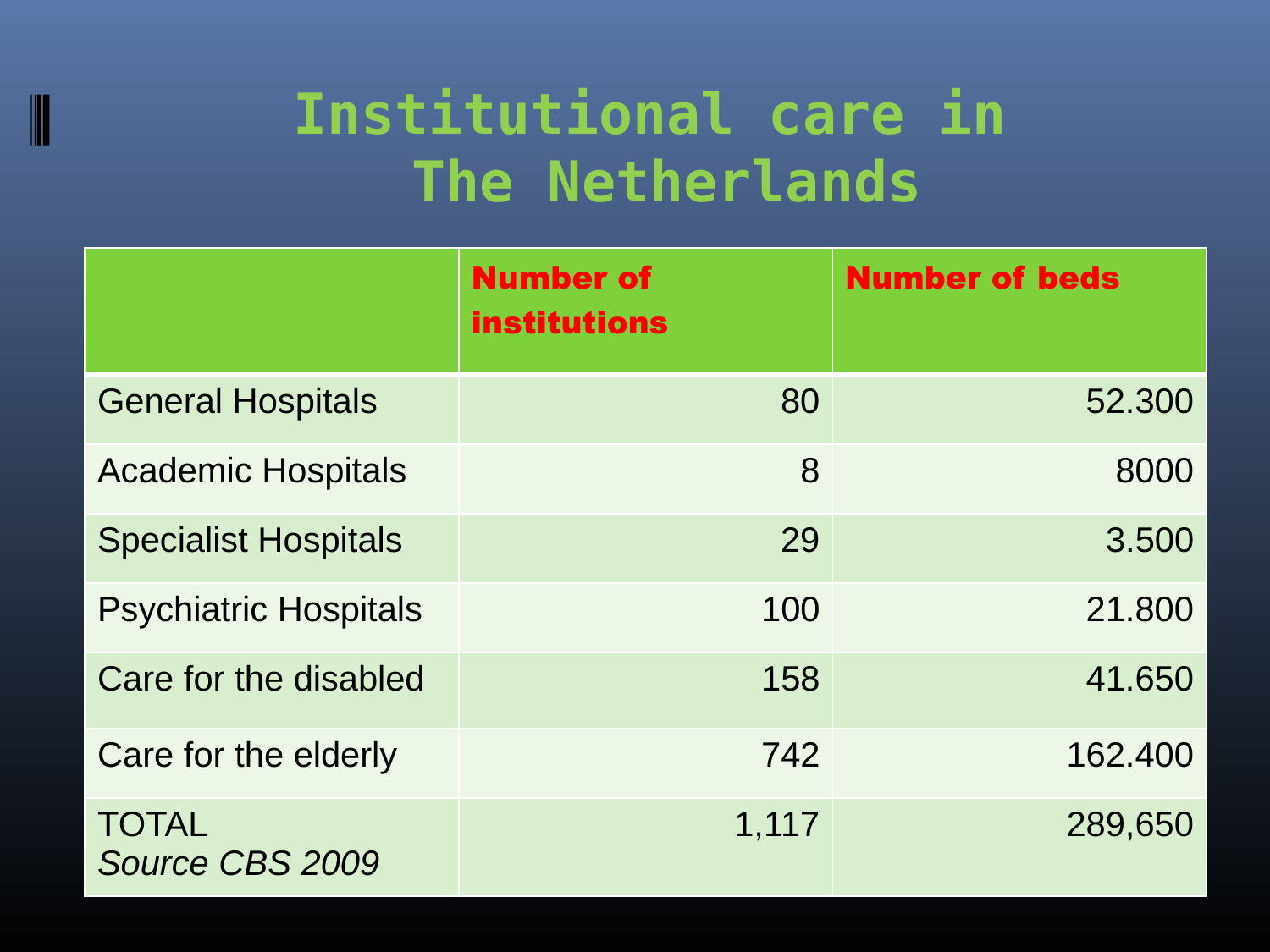# Institutional care in The Netherlands

| | **Number of institutions** | **Number of beds** |
|---|---|---|
| General Hospitals | 80 | 52.300 |
| Academic Hospitals | 8 | 8000 |
| Specialist Hospitals | 29 | 3.500 |
| Psychiatric Hospitals | 100 | 21.800 |
| Care for the disabled | 158 | 41.650 |
| Care for the elderly | 742 | 162.400 |
| TOTAL *Source CBS 2009* | 1,117 | 289,650 |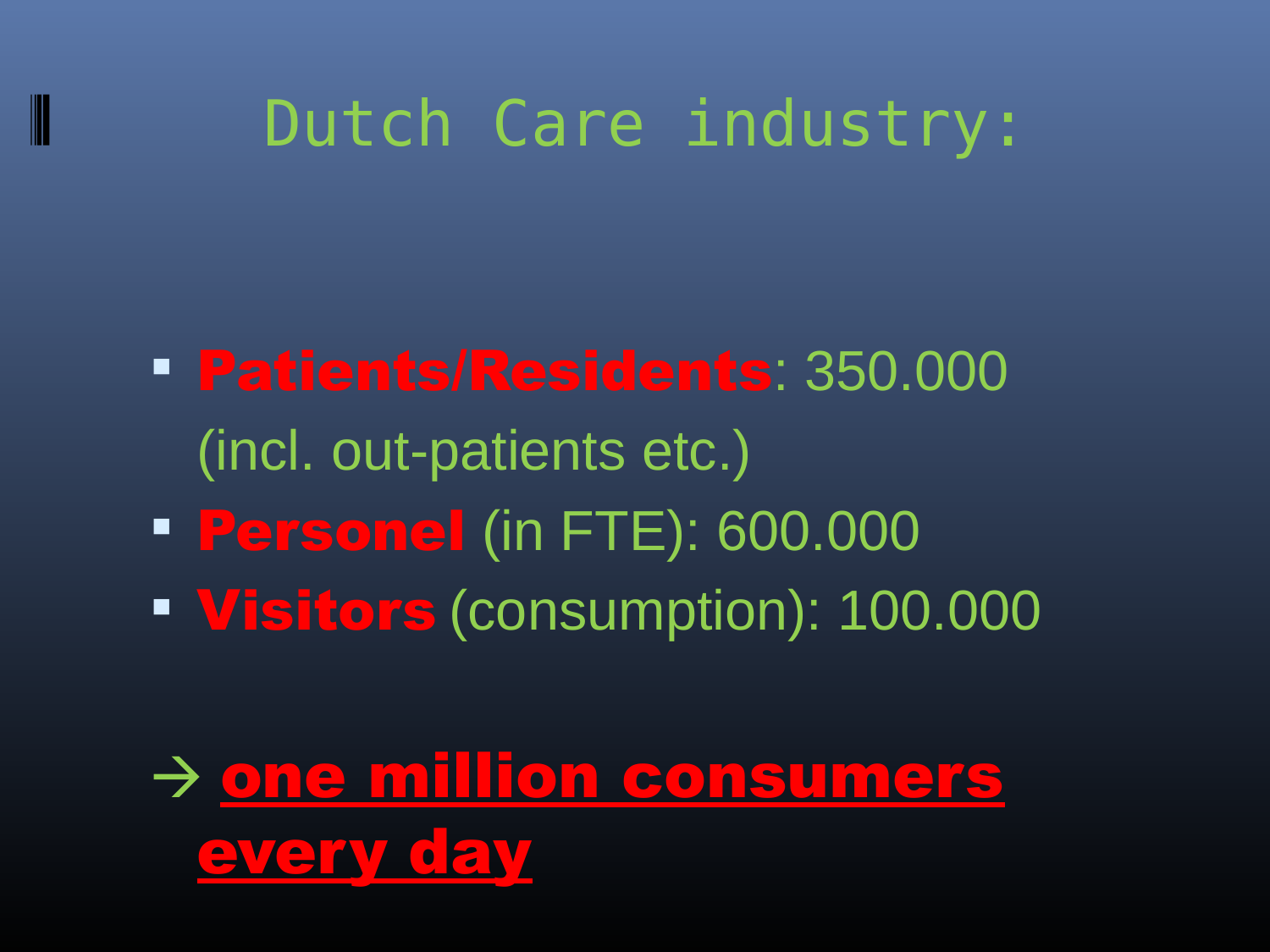# Dutch Care industry:

- **Patients/Residents**: 350.000 (incl. out-patients etc.)
- **Personel** (in FTE): 600.000
- **Visitors** (consumption): 100.000

→ **one million consumers every day**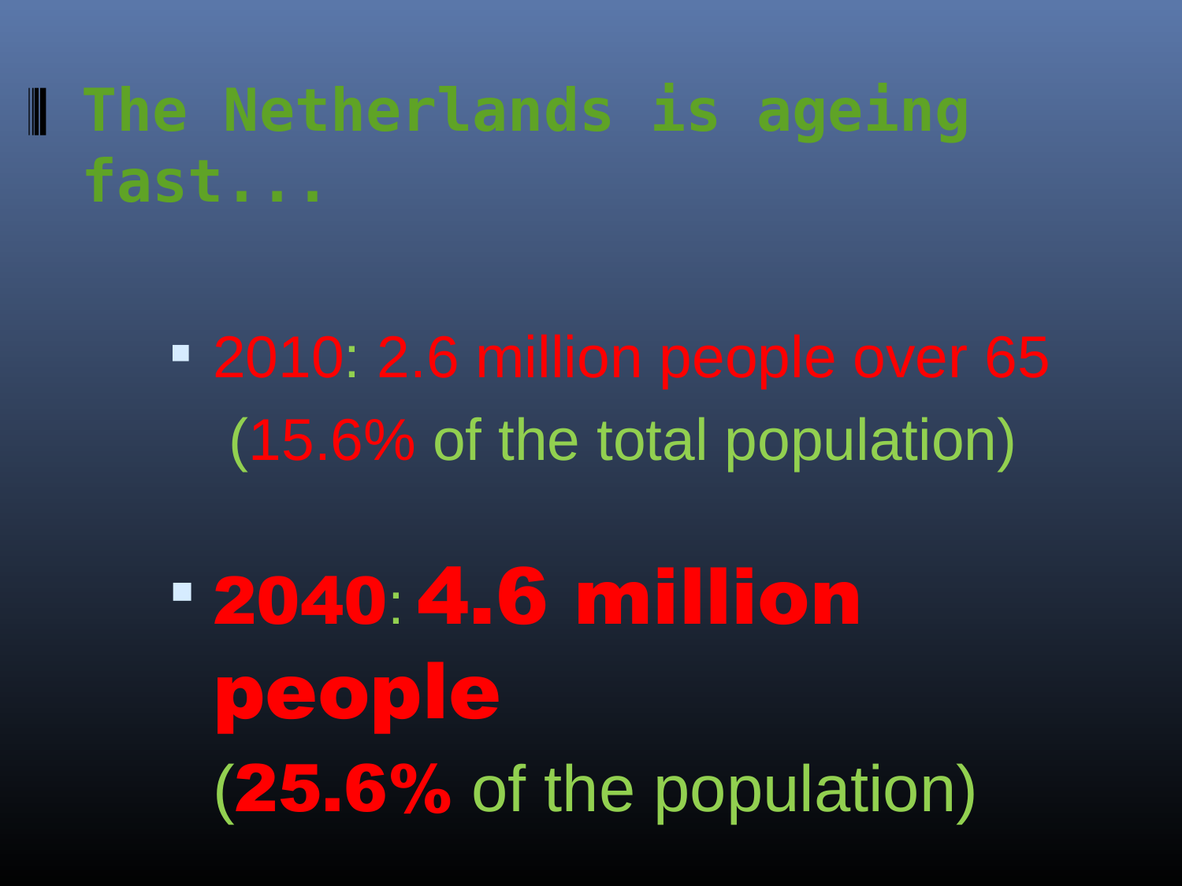# The Netherlands is ageing fast...

- 2010: 2.6 million people over 65 (15.6% of the total population)
- **2040**: **4.6 million people** (**25.6%** of the population)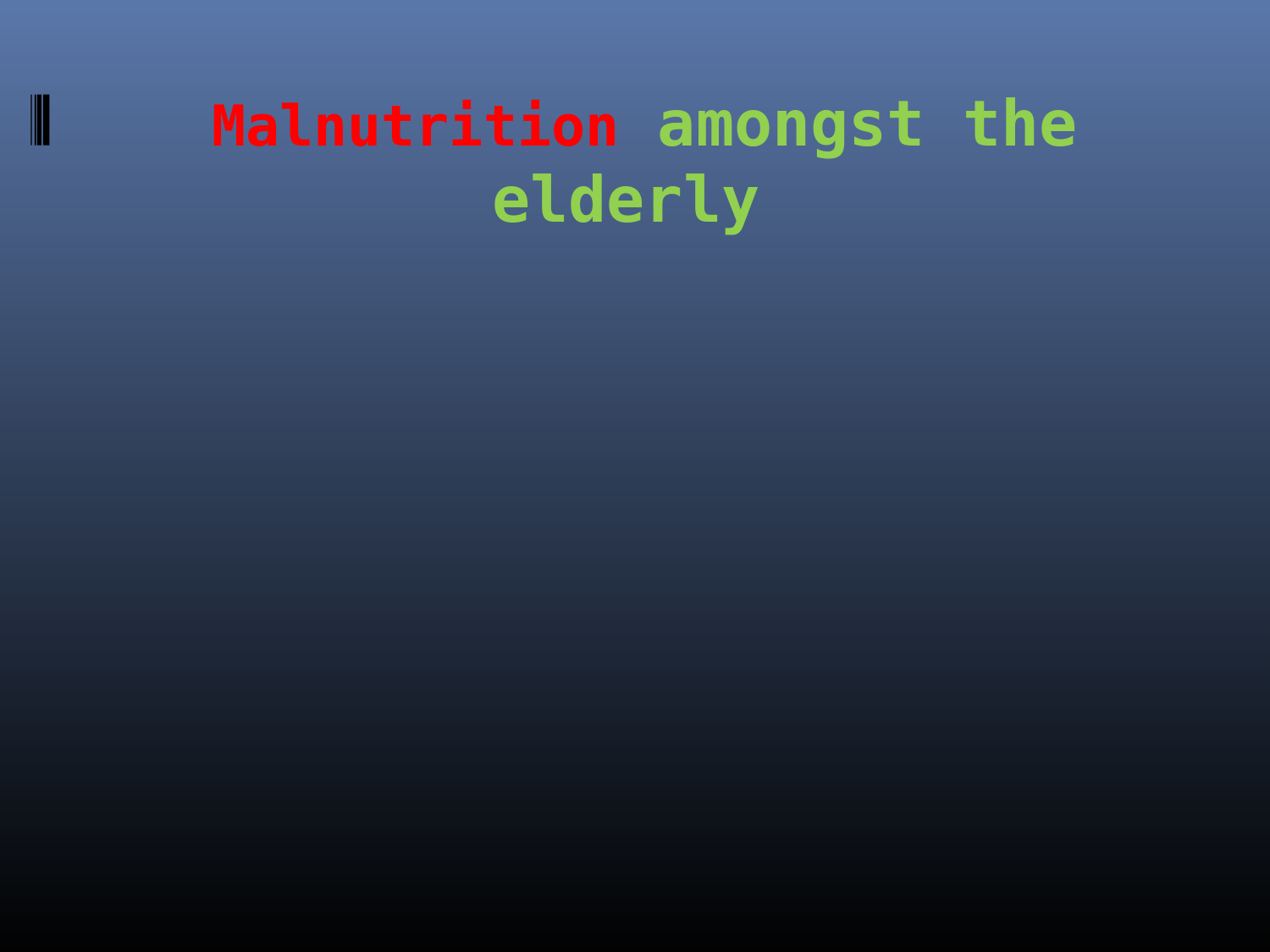# Malnutrition amongst the elderly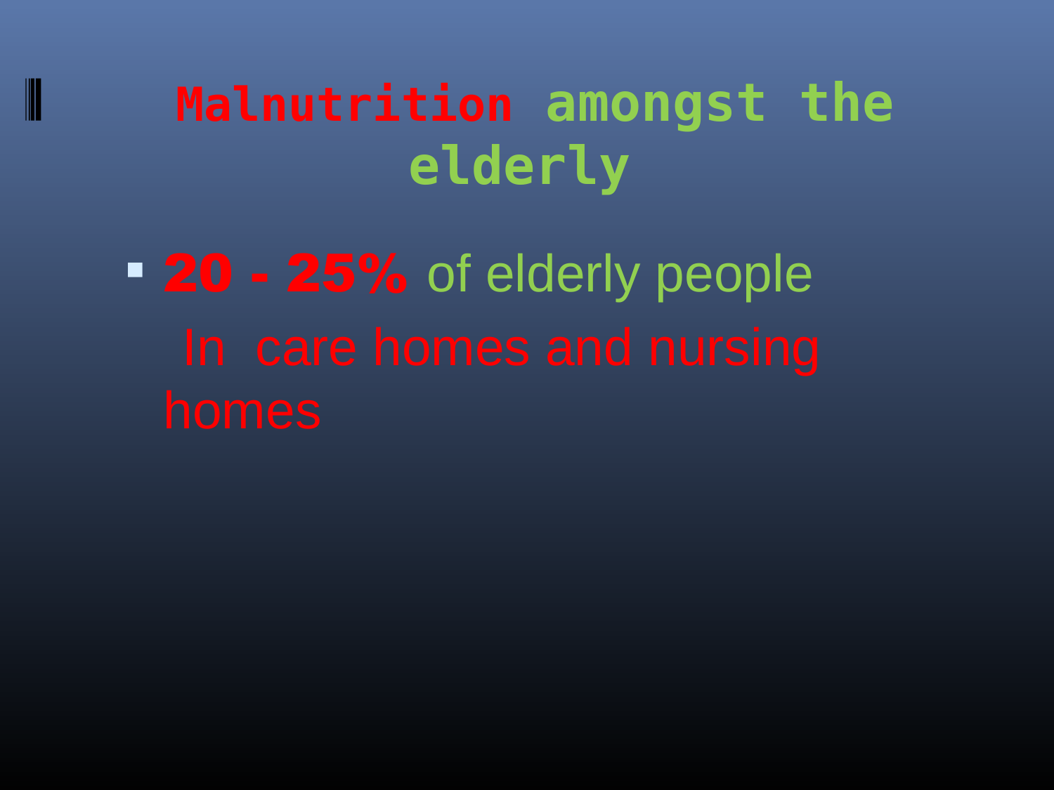# Malnutrition amongst the elderly

- **20 - 25%** of elderly people

  In care homes and nursing homes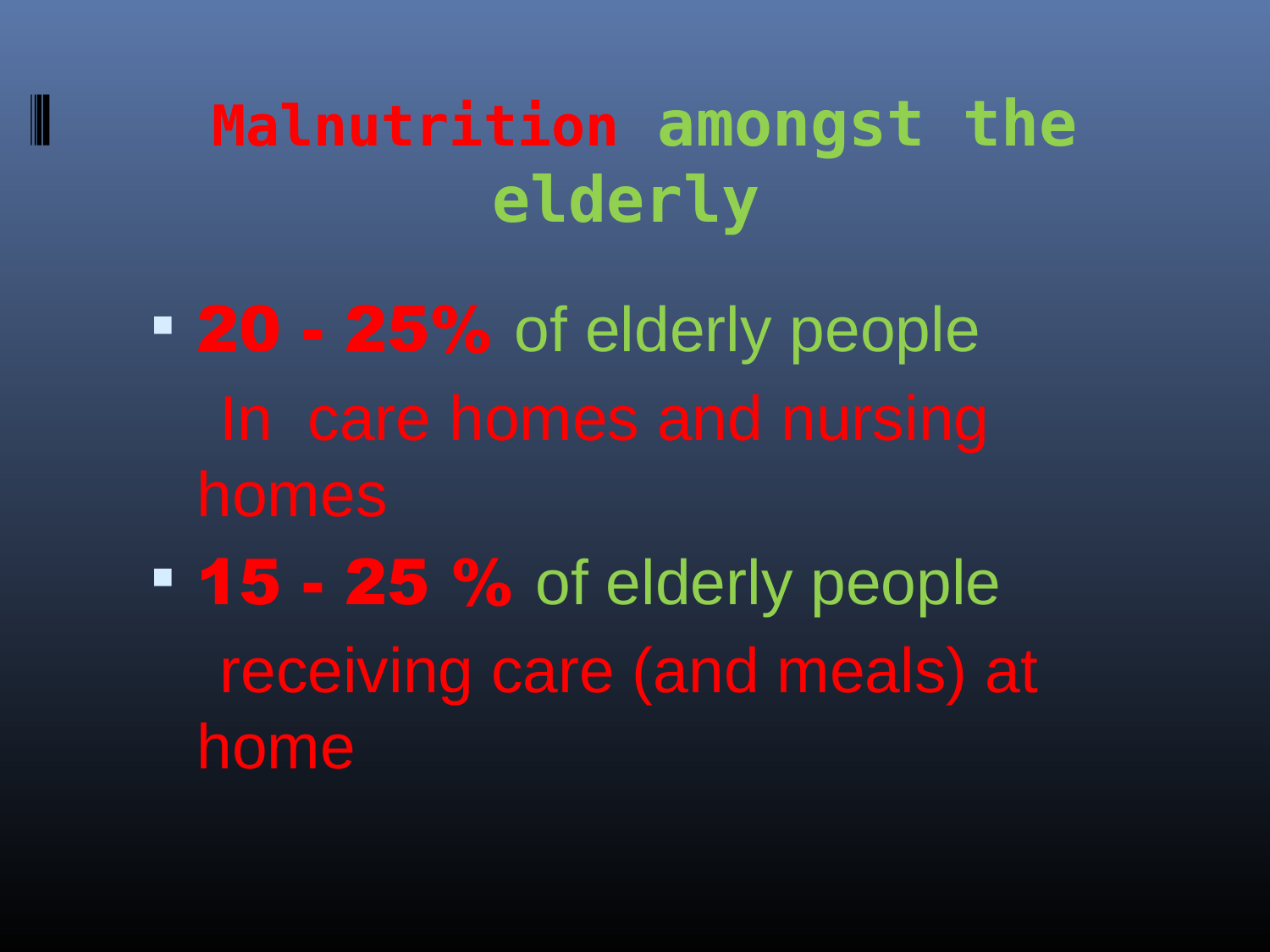# Malnutrition amongst the elderly

- **20 - 25%** of elderly people In care homes and nursing homes
- **15 - 25 %** of elderly people receiving care (and meals) at home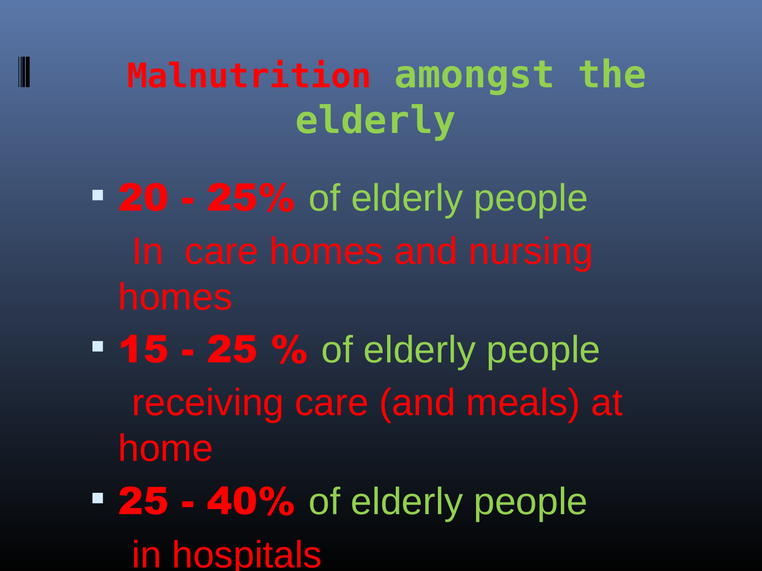# Malnutrition amongst the elderly

- **20 - 25%** of elderly people In care homes and nursing homes
- **15 - 25 %** of elderly people receiving care (and meals) at home
- **25 - 40%** of elderly people in hospitals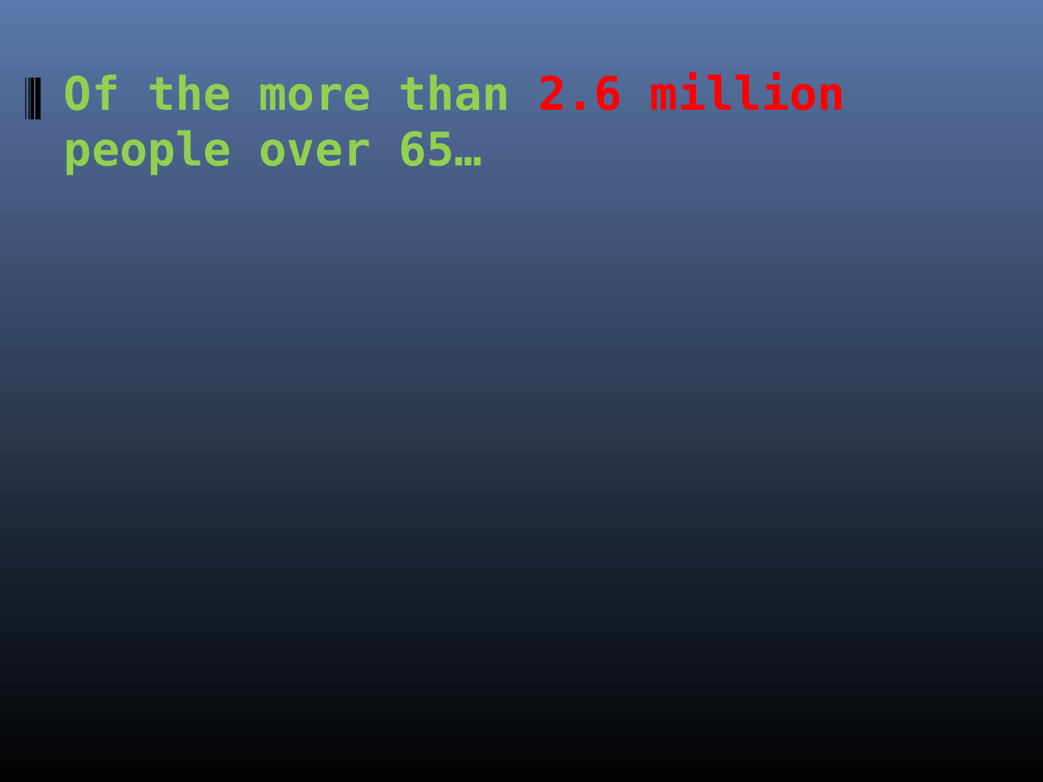- Of the more than 2.6 million people over 65…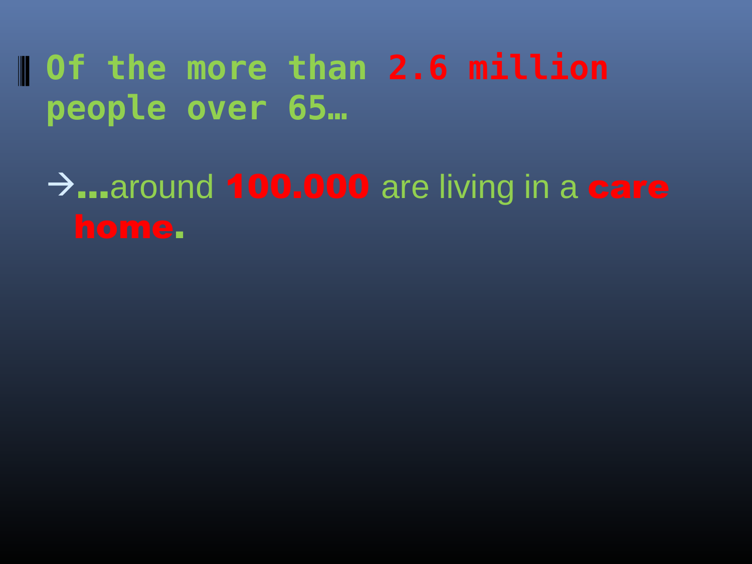- **Of the more than 2.6 million people over 65…**

  → **…**around **100.000** are living in a **care home**.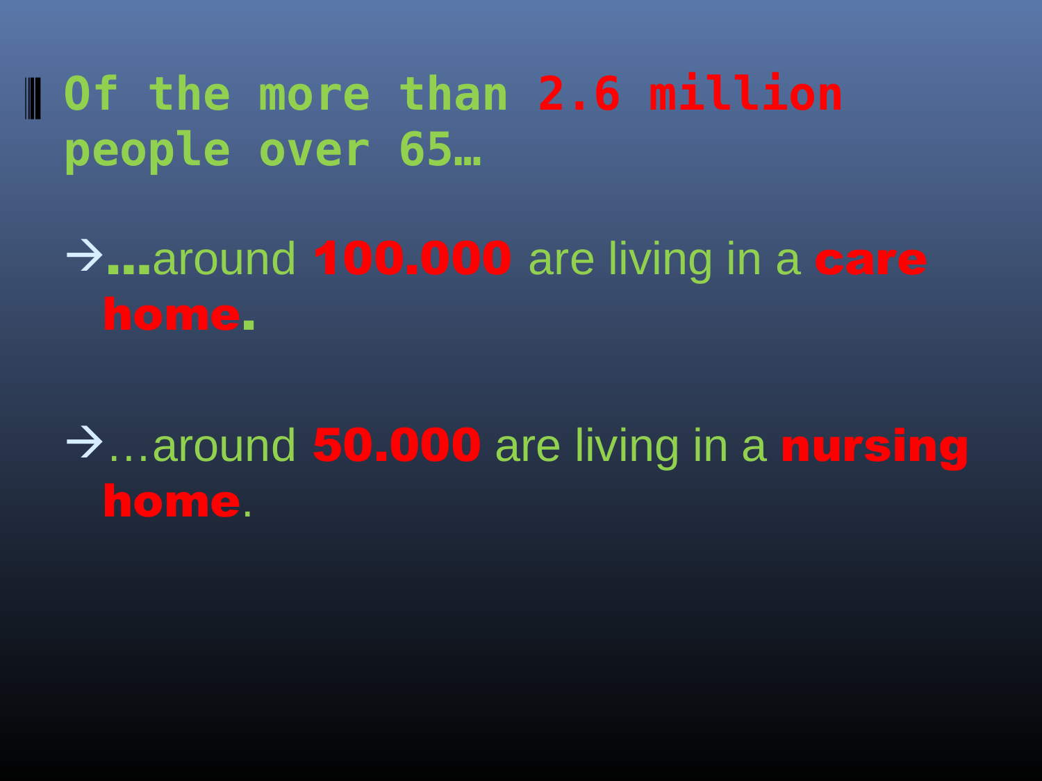- Of the more than **2.6 million** people over 65…

  → **…**around **100.000** are living in a **care home**.

  → …around **50.000** are living in a **nursing home**.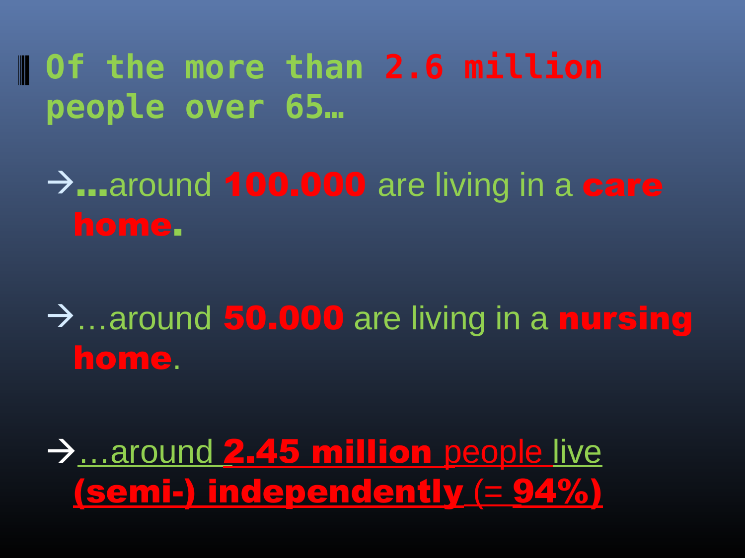- **Of the more than 2.6 million people over 65…**

→ **…**around **100.000** are living in a **care home.**

→ …around **50.000** are living in a **nursing home**.

→ …around **2.45 million** people live **(semi-) independently** (= **94%**)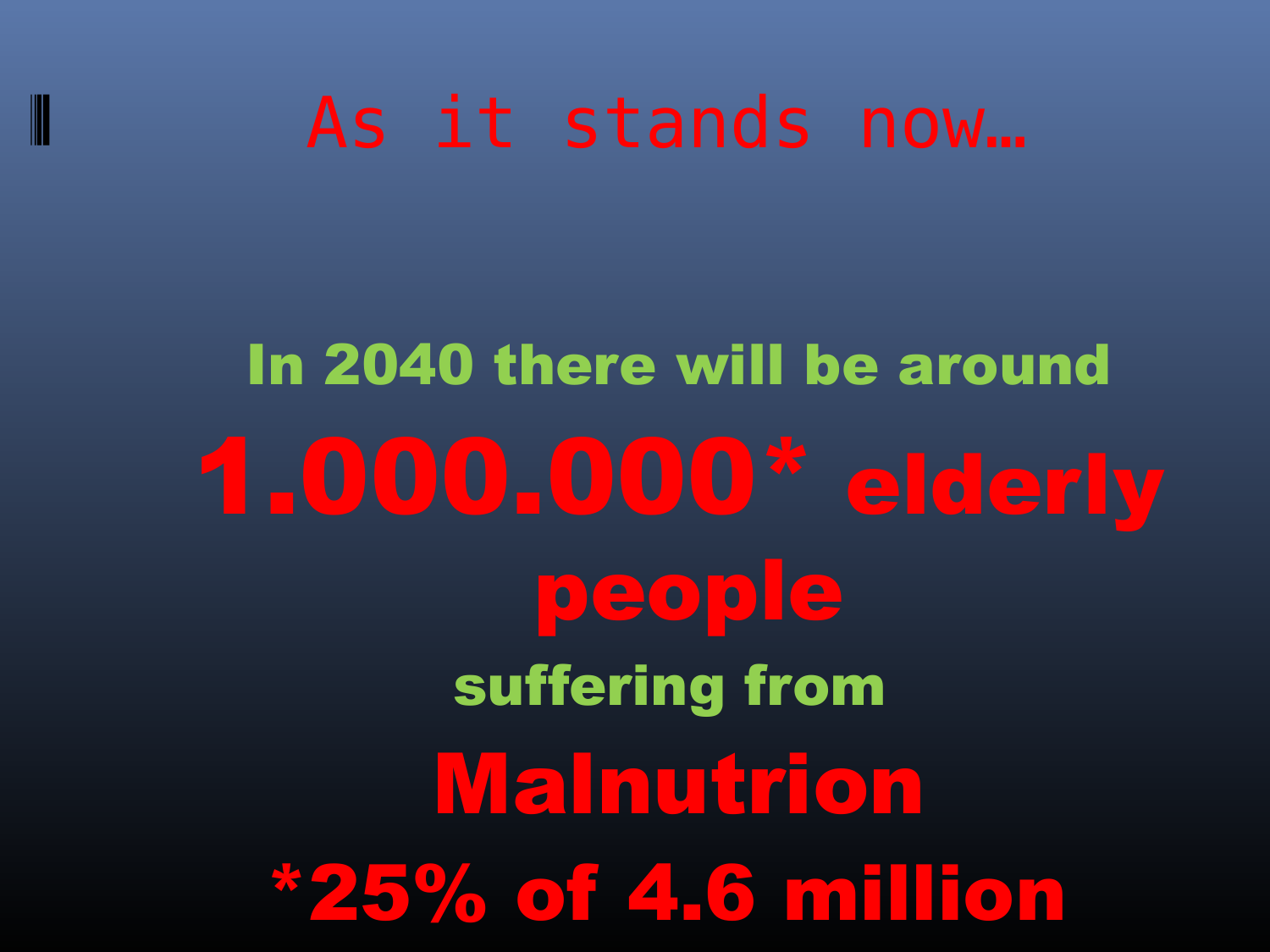# As it stands now…

**In 2040 there will be around**

**1.000.000* elderly people**

**suffering from**

**Malnutrion**

***25% of 4.6 million**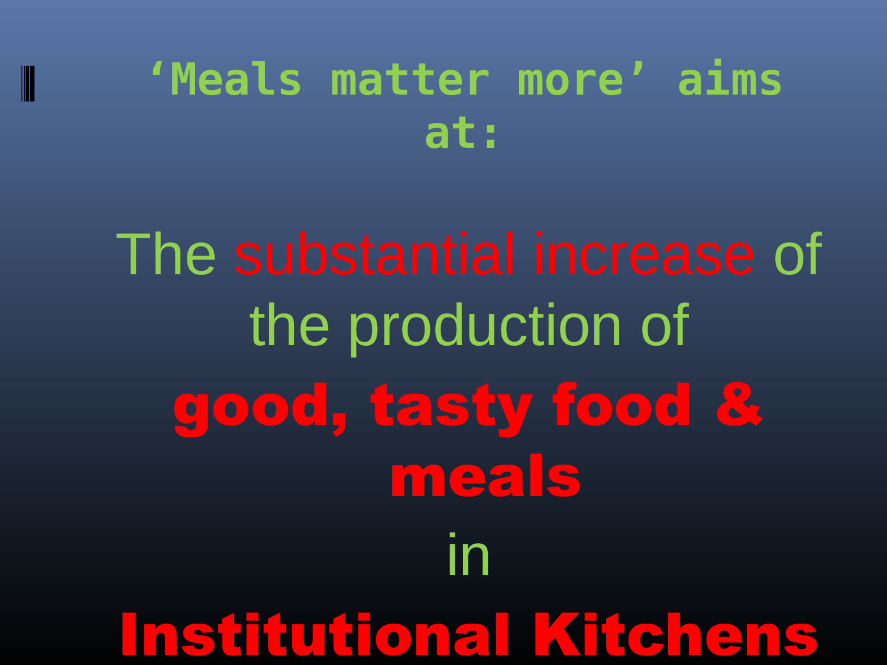# ‘Meals matter more’ aims at:

The **substantial increase** of the production of

**good, tasty food & meals**

in

**Institutional Kitchens**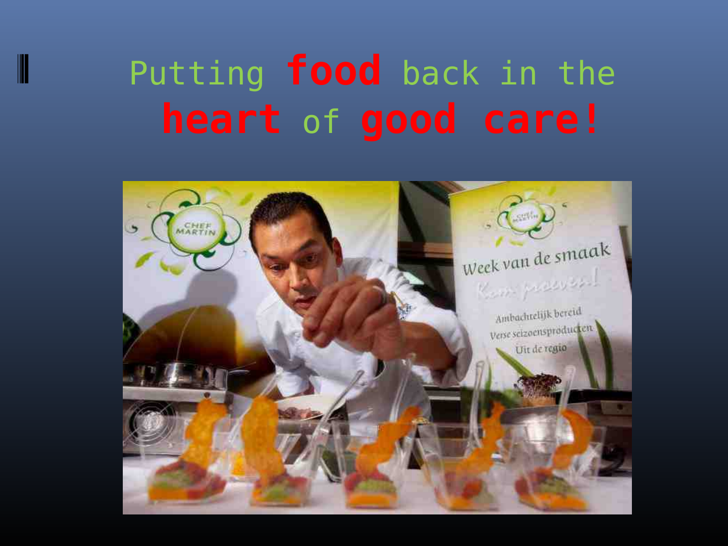# Putting **food** back in the **heart** of **good care!**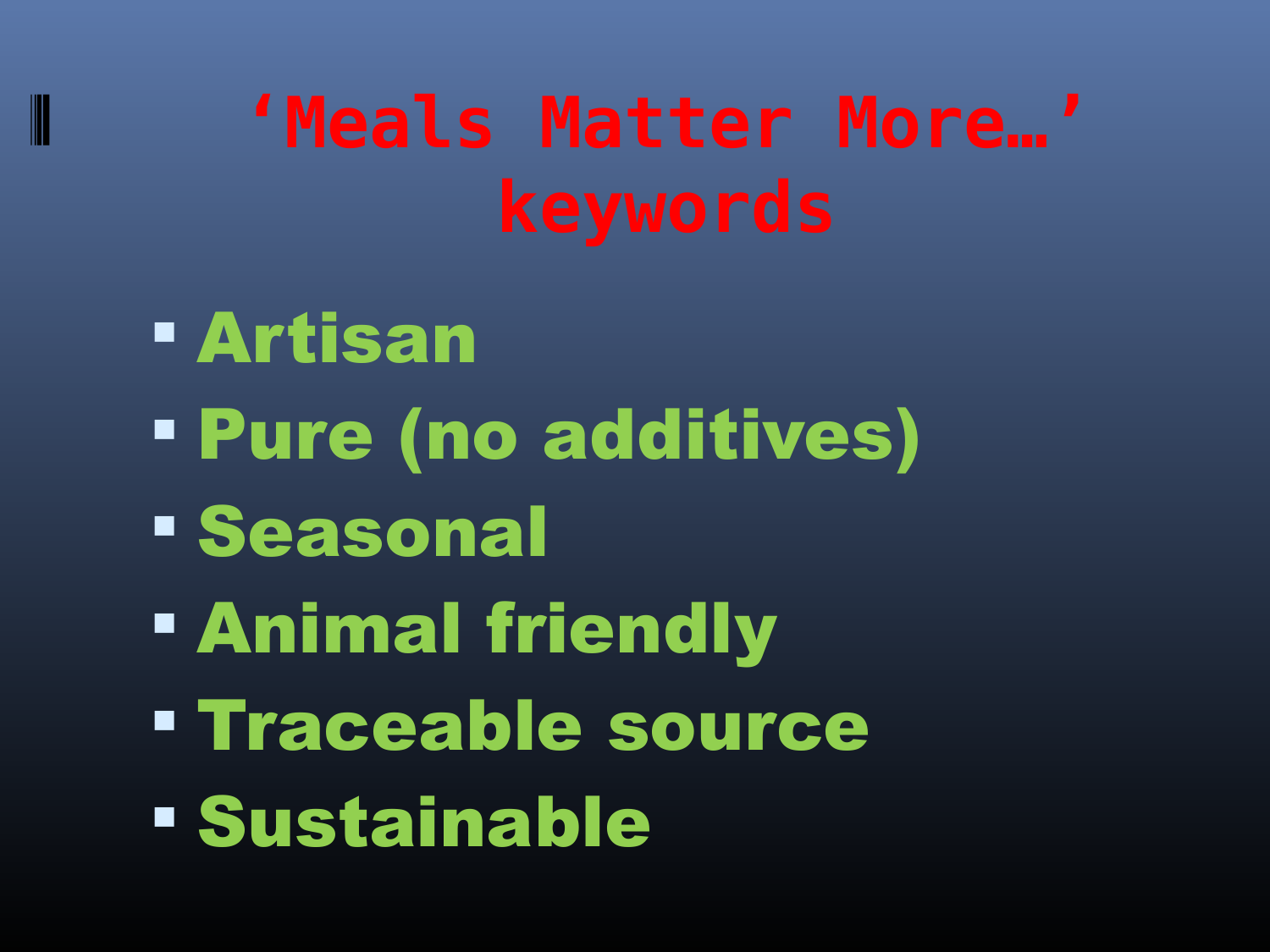# 'Meals Matter More…' keywords

- Artisan
- Pure (no additives)
- Seasonal
- Animal friendly
- Traceable source
- Sustainable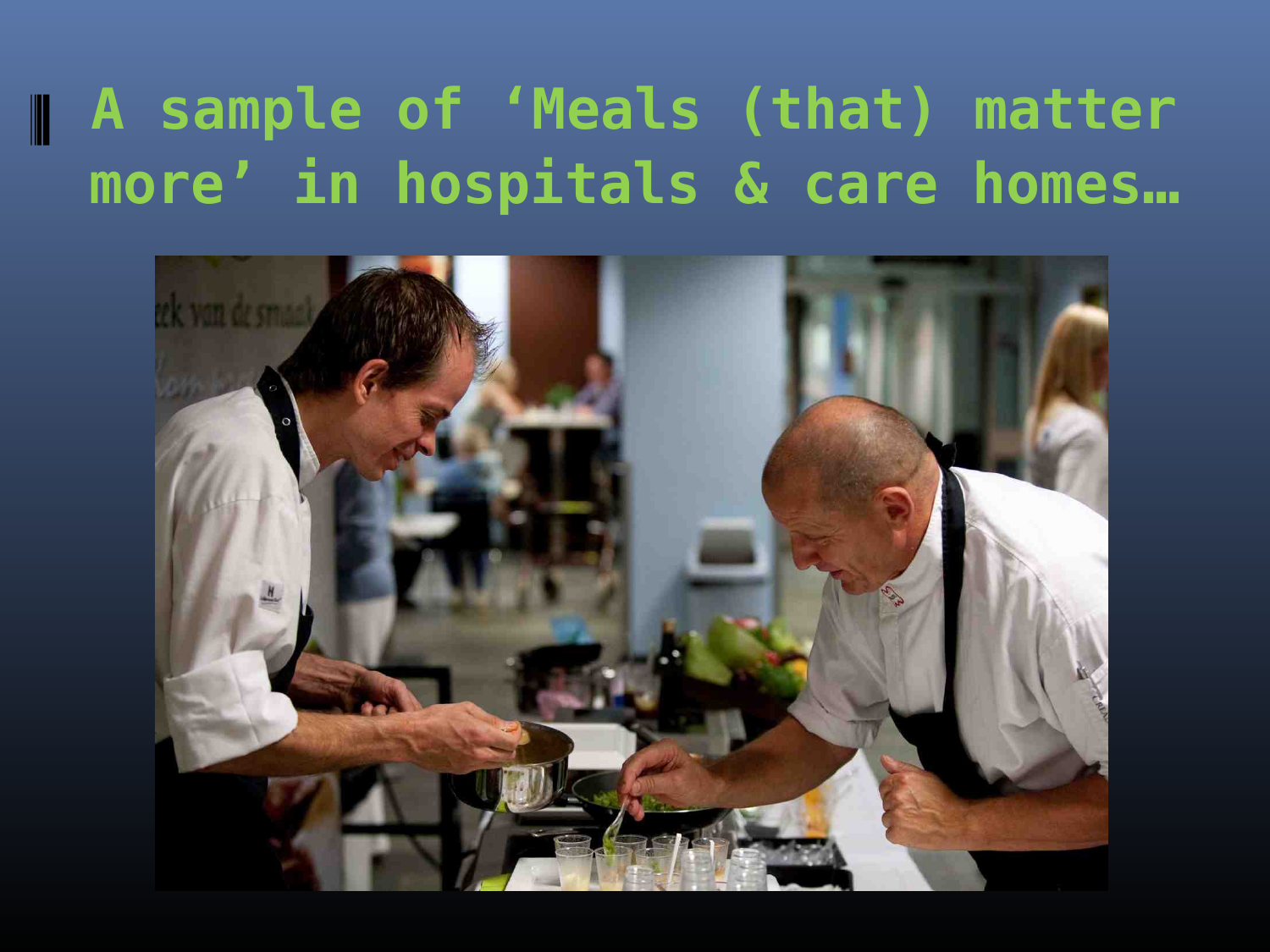# A sample of 'Meals (that) matter more' in hospitals & care homes…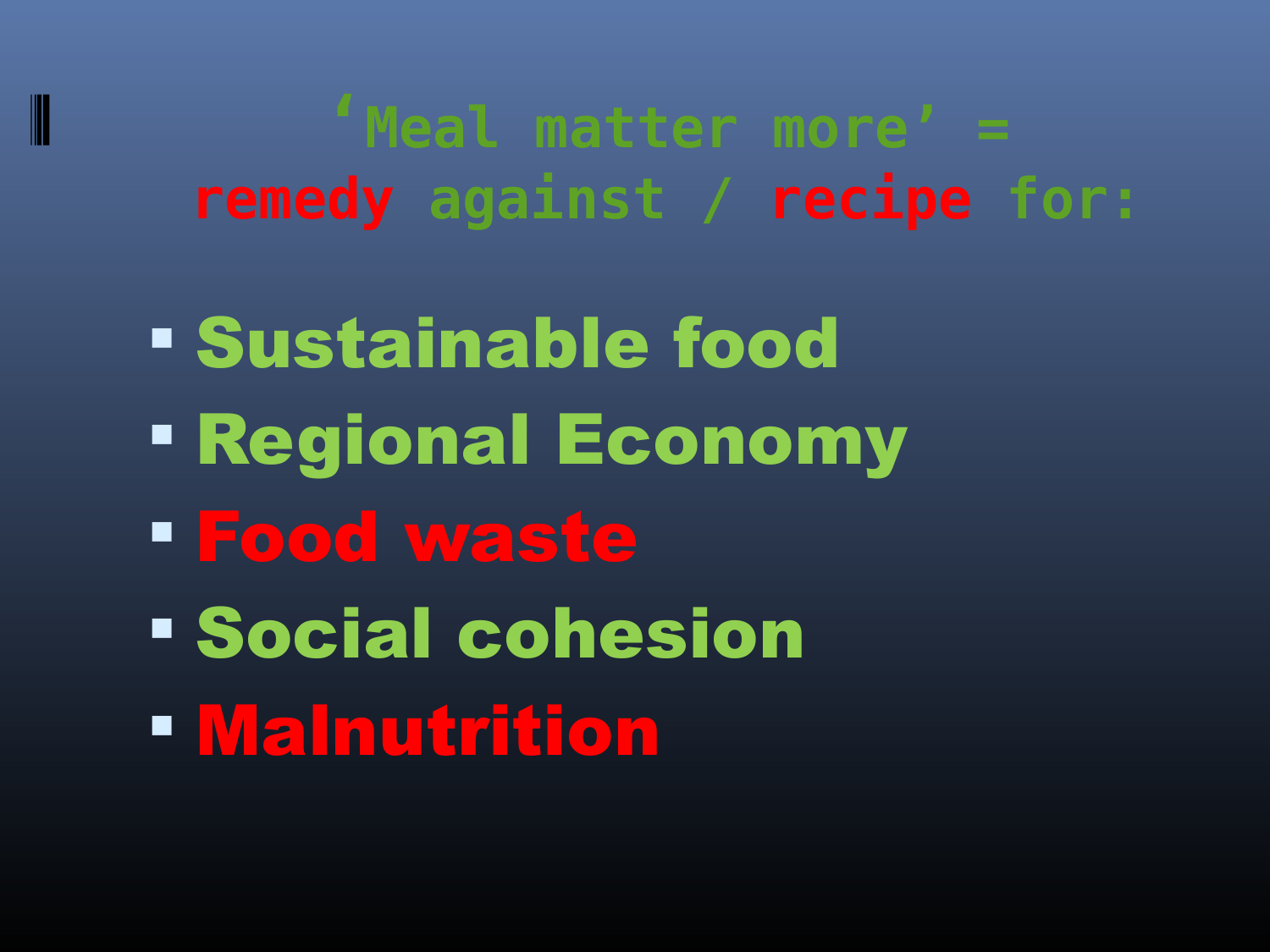# 'Meal matter more' = remedy against / recipe for:

- Sustainable food
- Regional Economy
- Food waste
- Social cohesion
- Malnutrition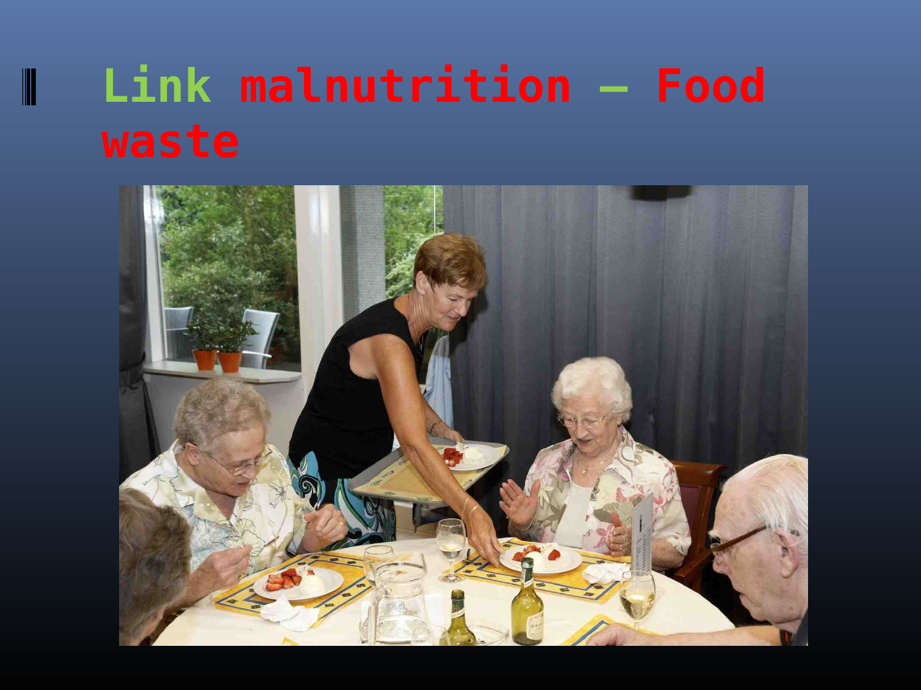# Link malnutrition – Food waste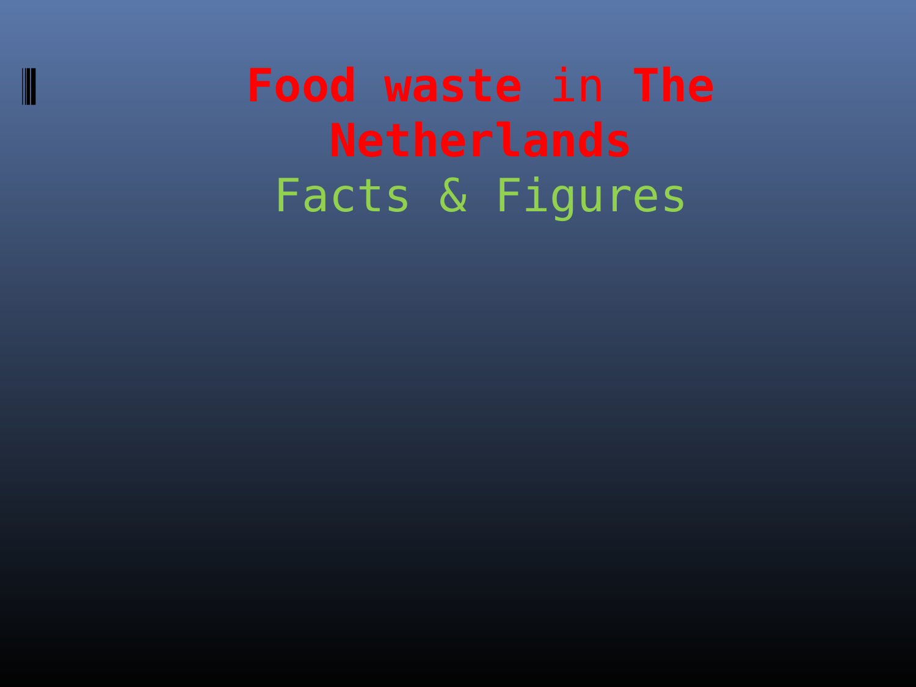# **Food waste** in **The Netherlands**

Facts & Figures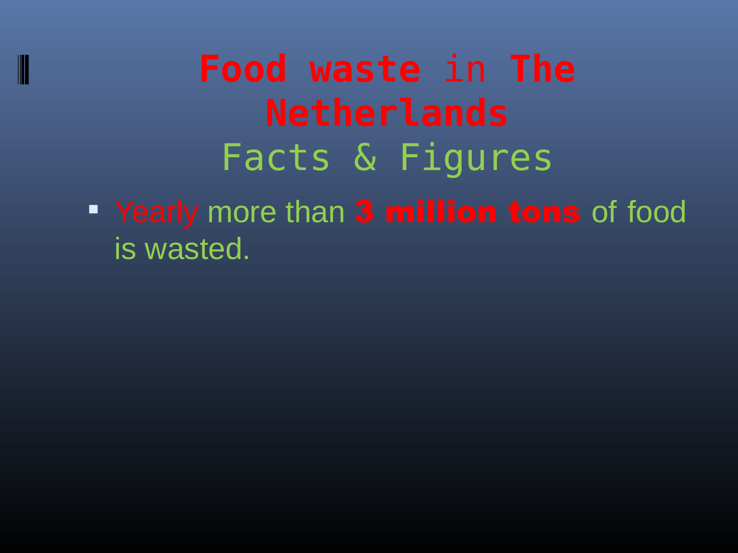# Food waste in The Netherlands

## Facts & Figures

- Yearly more than **3 million tons** of food is wasted.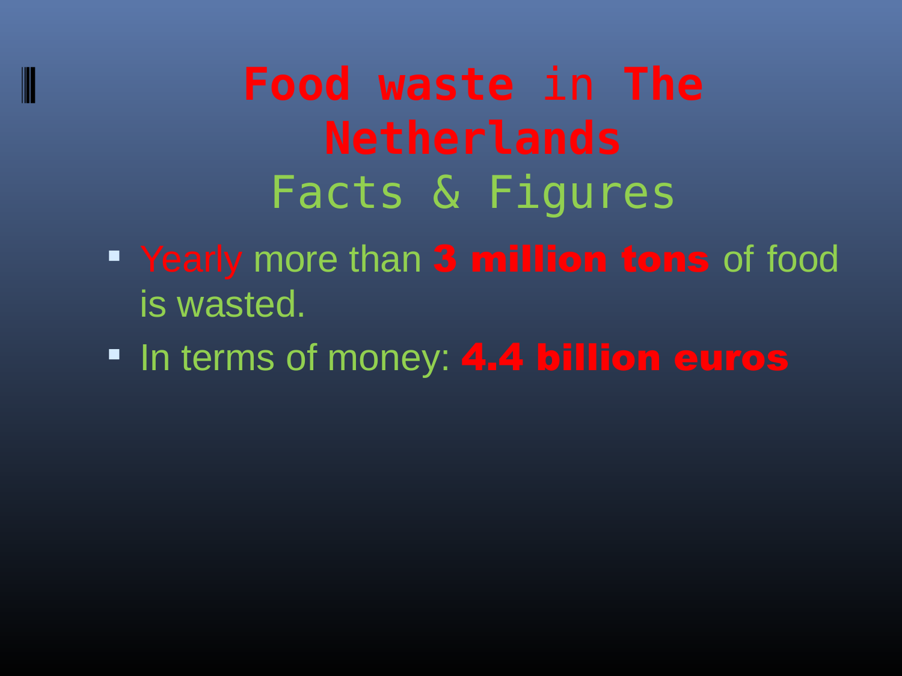# Food waste in The Netherlands

## Facts & Figures

- Yearly more than **3 million tons** of food is wasted.
- In terms of money: **4.4 billion euros**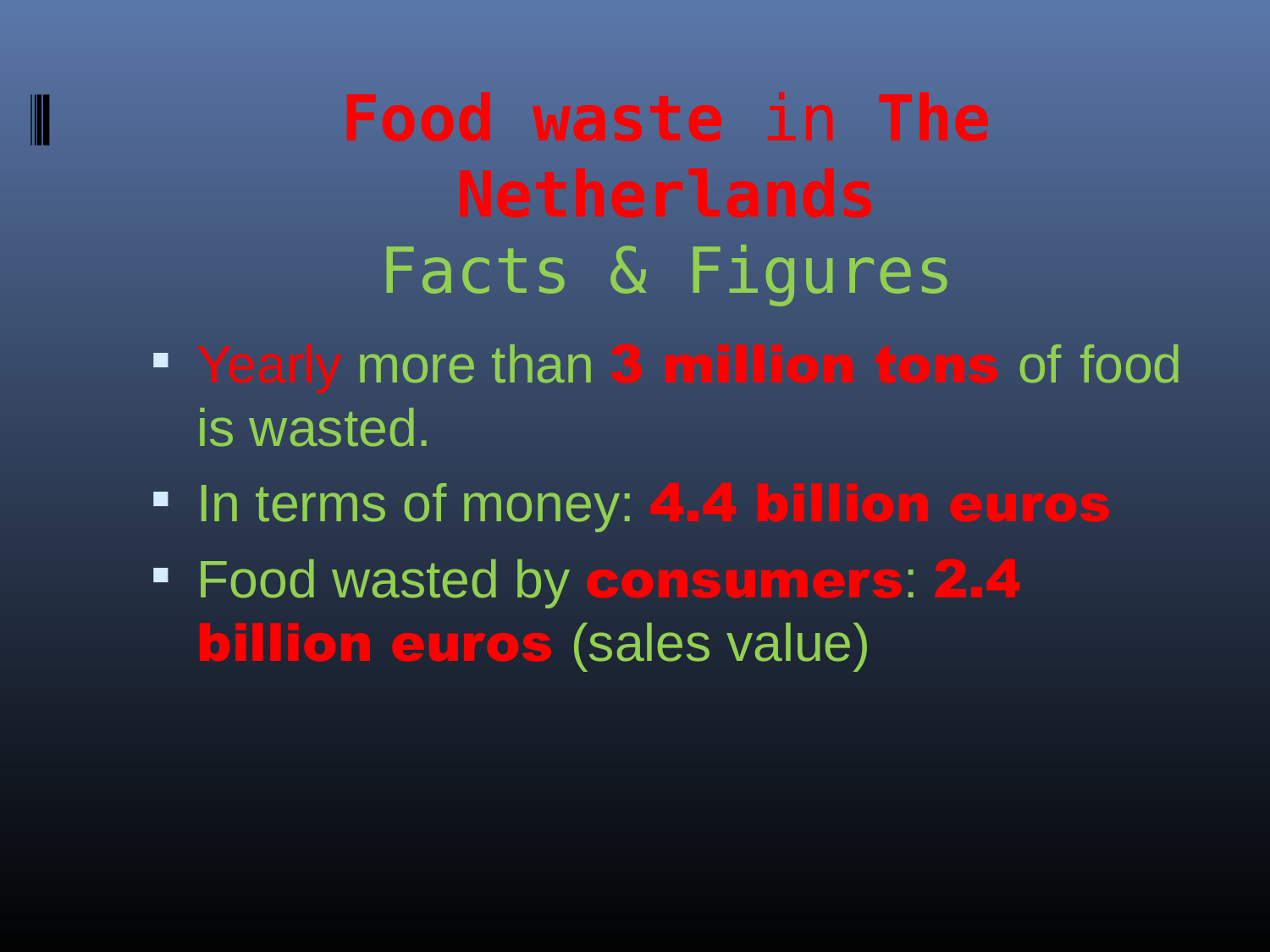# Food waste in The Netherlands

## Facts & Figures

- Yearly more than **3 million tons** of food is wasted.
- In terms of money: **4.4 billion euros**
- Food wasted by **consumers**: **2.4 billion euros** (sales value)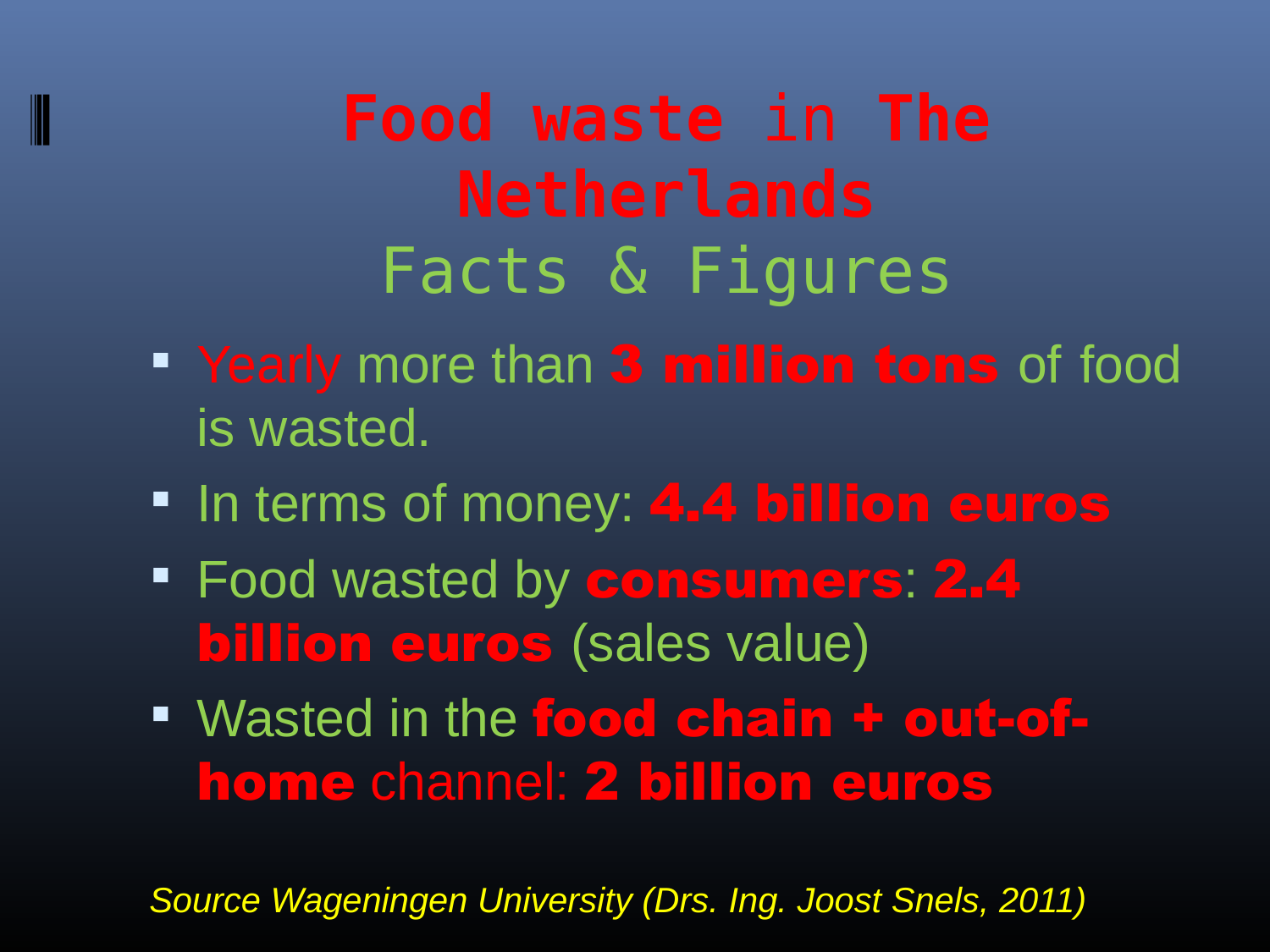# Food waste in The Netherlands

## Facts & Figures

- Yearly more than **3 million tons** of food is wasted.
- In terms of money: **4.4 billion euros**
- Food wasted by **consumers**: **2.4 billion euros** (sales value)
- Wasted in the **food chain + out-of-home** channel: **2 billion euros**

*Source Wageningen University (Drs. Ing. Joost Snels, 2011)*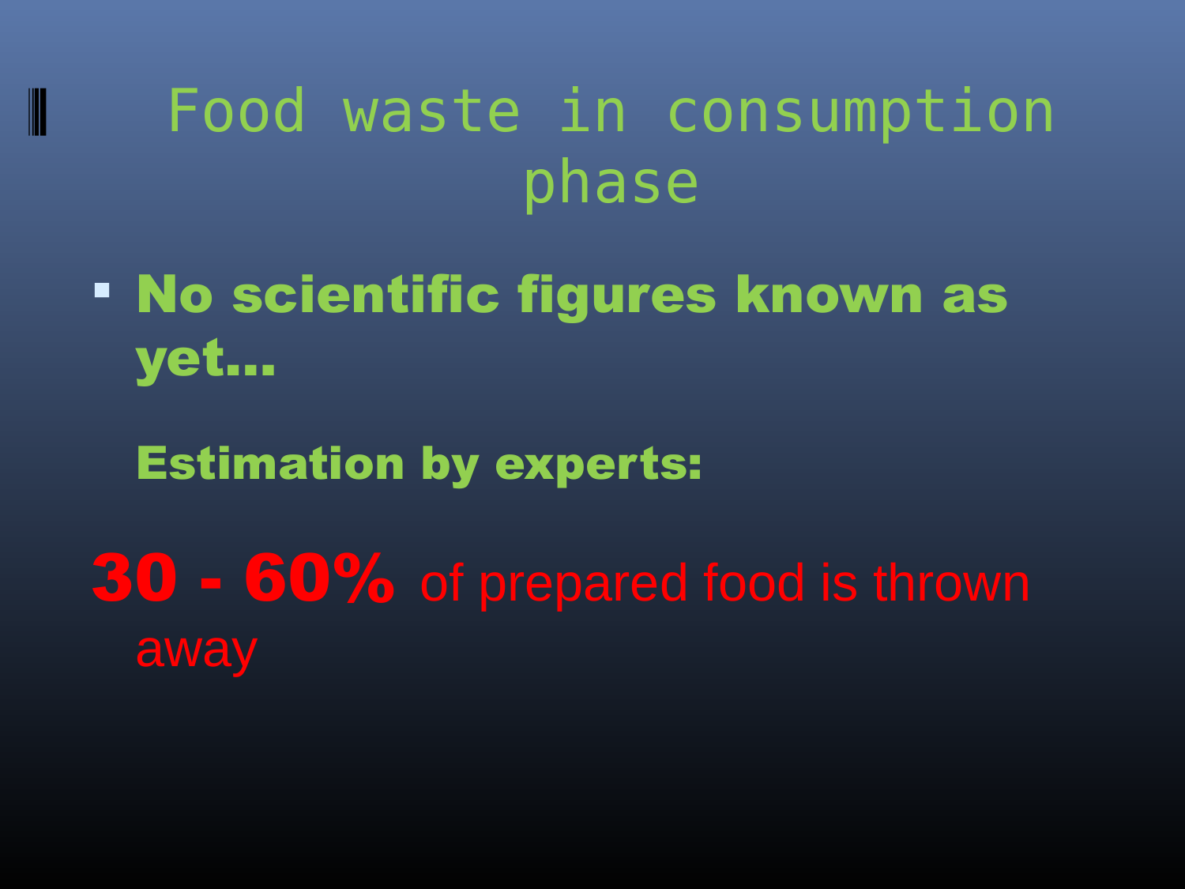# Food waste in consumption phase

- **No scientific figures known as yet…**

  **Estimation by experts:**

**30 - 60%** of prepared food is thrown away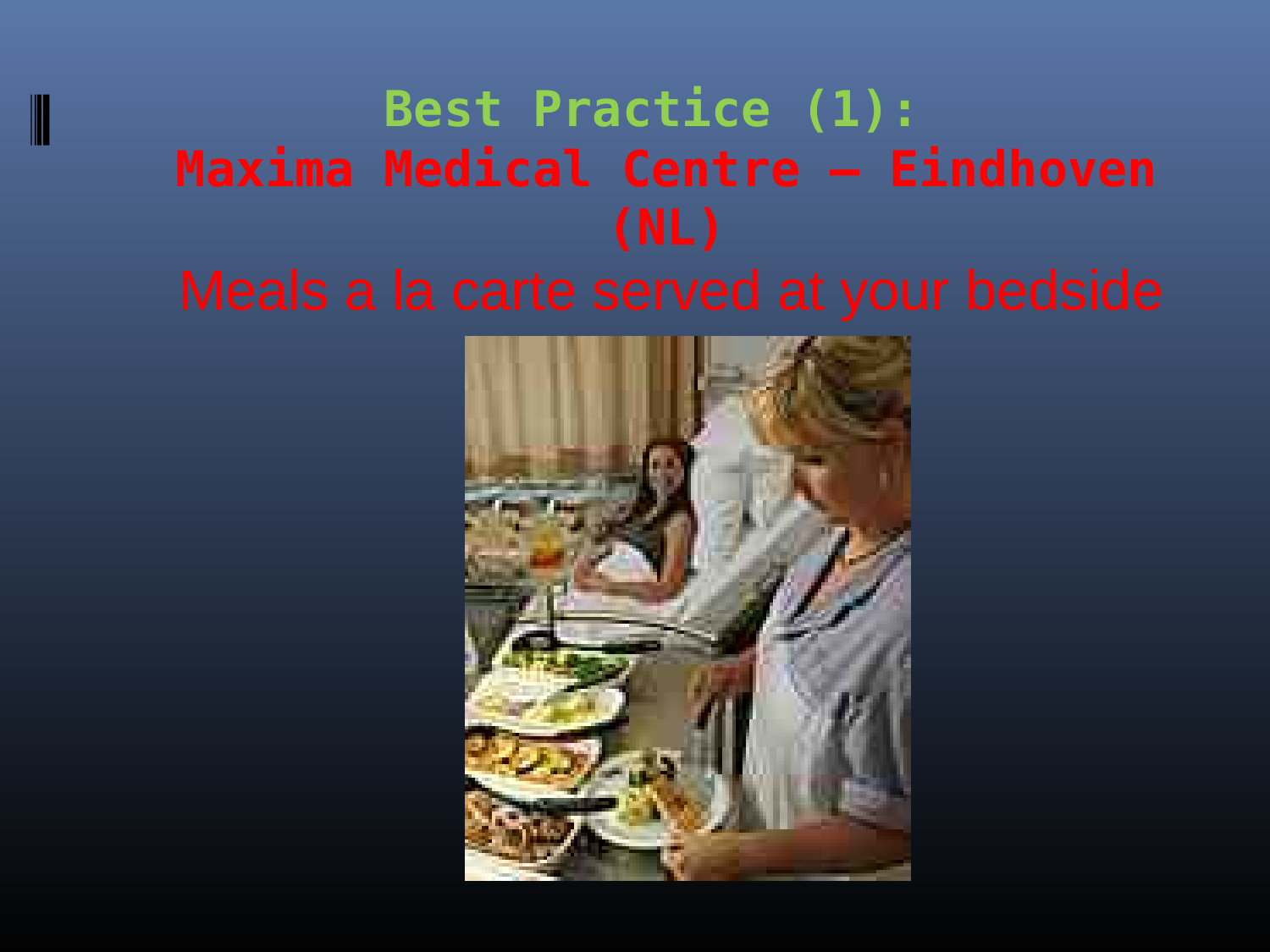# Best Practice (1):
## Maxima Medical Centre – Eindhoven (NL)

Meals a la carte served at your bedside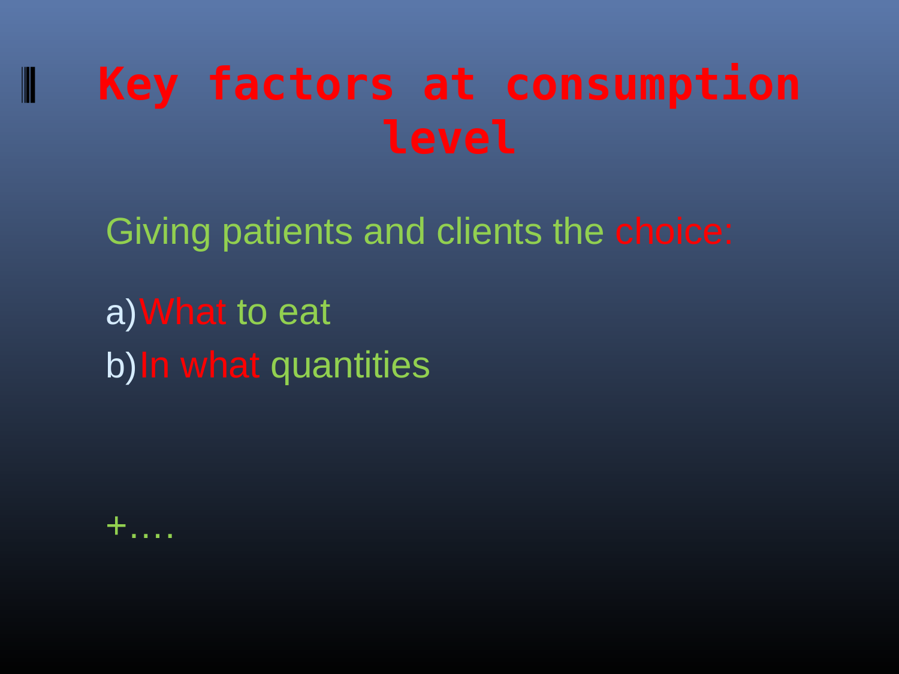# Key factors at consumption level

Giving patients and clients the choice:

a) What to eat
b) In what quantities

+….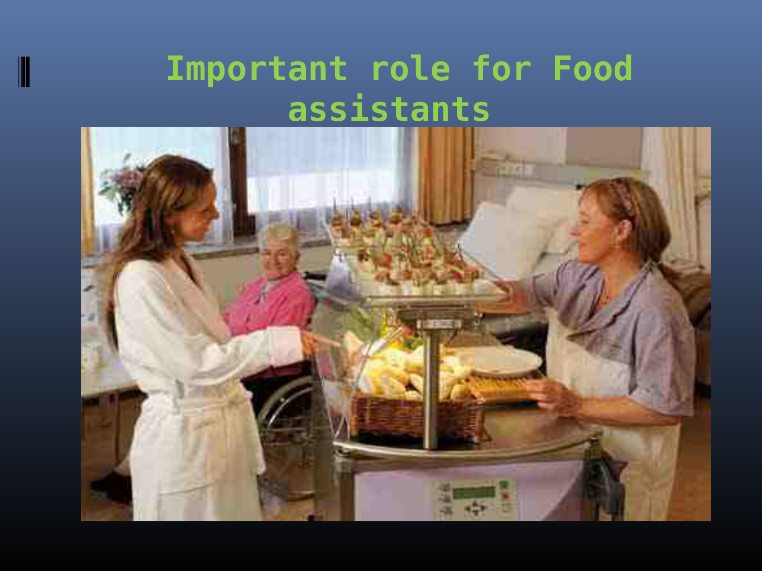# Important role for Food assistants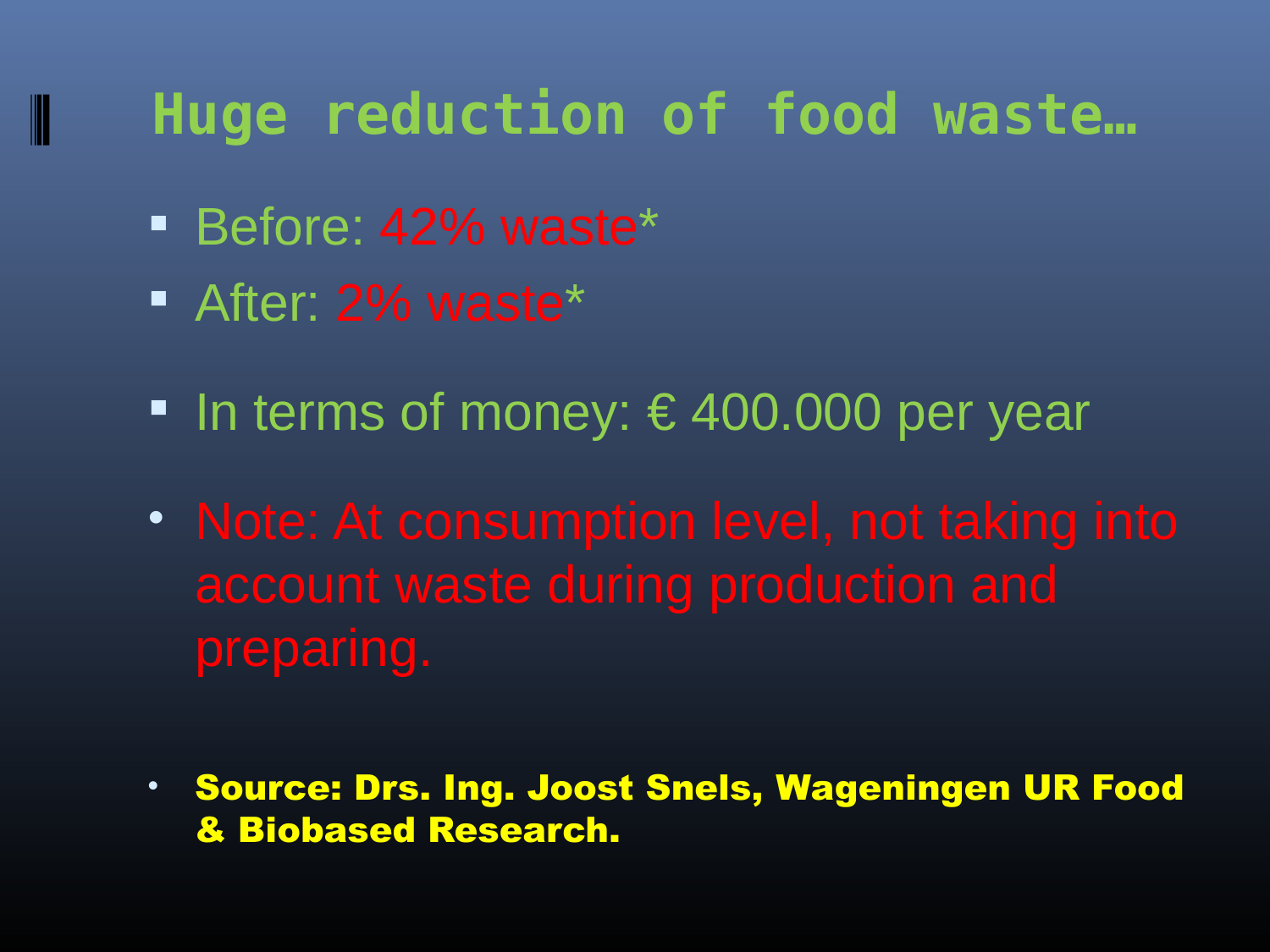# Huge reduction of food waste…

- Before: 42% waste*
- After: 2% waste*

- In terms of money: € 400.000 per year

- Note: At consumption level, not taking into account waste during production and preparing.

- **Source: Drs. Ing. Joost Snels, Wageningen UR Food & Biobased Research.**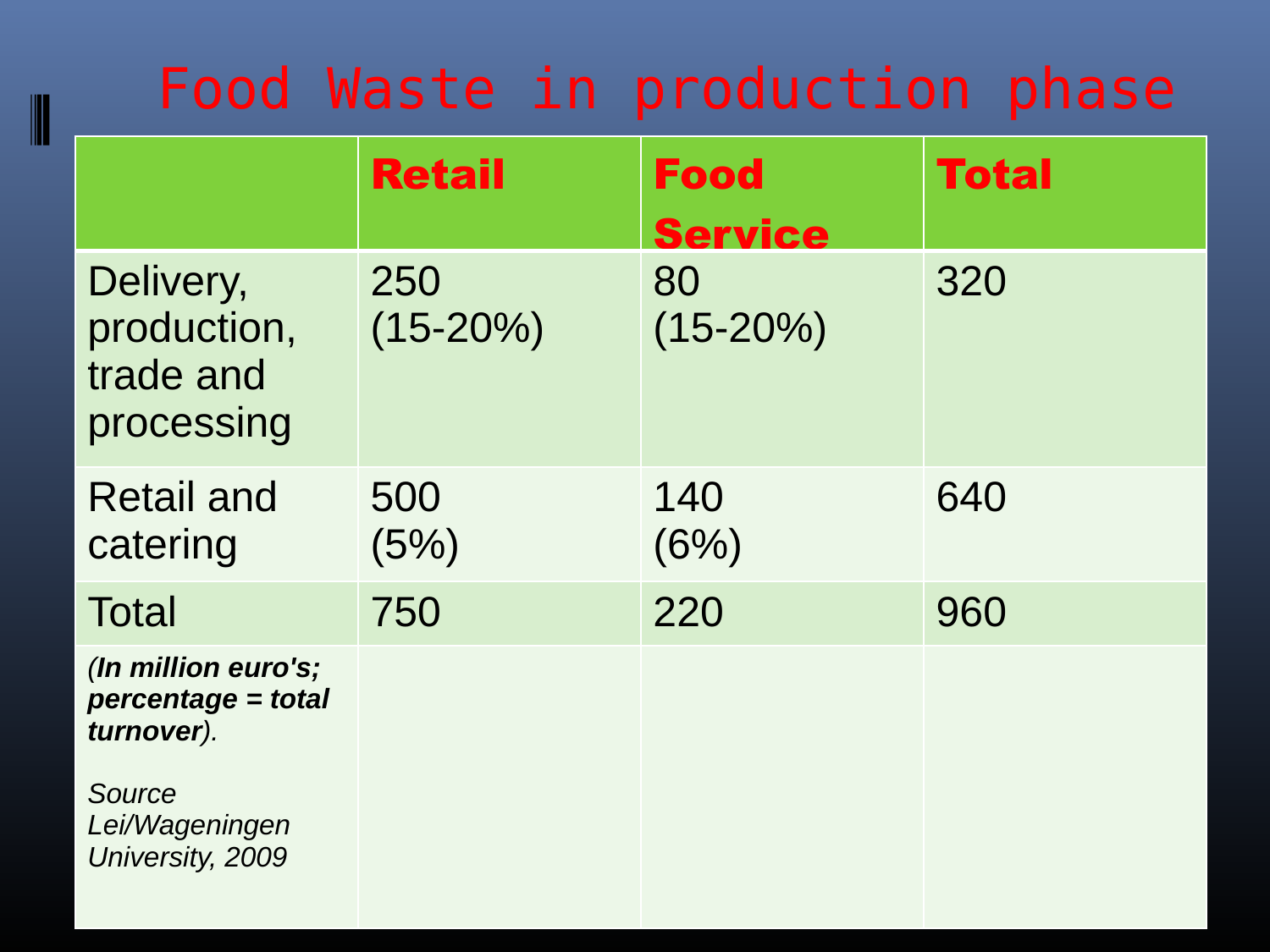# Food Waste in production phase

| | **Retail** | **Food Service** | **Total** |
|---|---|---|---|
| Delivery, production, trade and processing | 250 (15-20%) | 80 (15-20%) | 320 |
| Retail and catering | 500 (5%) | 140 (6%) | 640 |
| Total | 750 | 220 | 960 |
| *(**In million euro's; percentage = total turnover**).* *Source Lei/Wageningen University, 2009* | | | |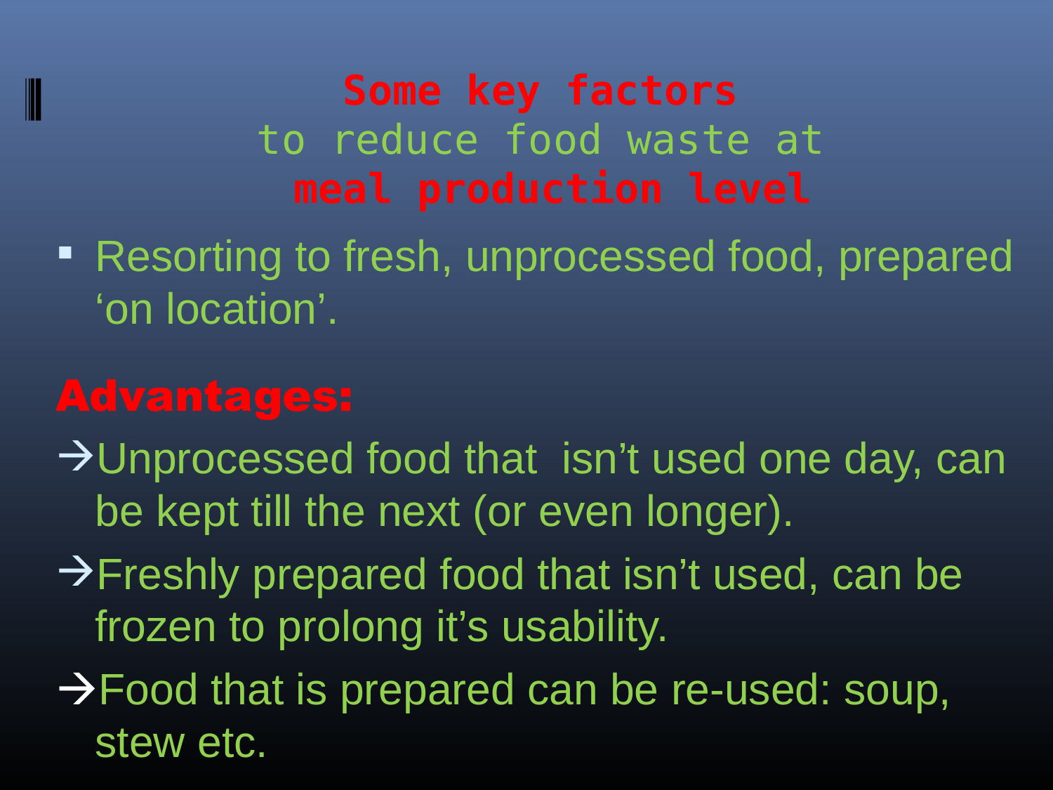# **Some key factors** to reduce food waste at **meal production level**

- Resorting to fresh, unprocessed food, prepared ‘on location’.

## **Advantages:**

→Unprocessed food that  isn’t used one day, can be kept till the next (or even longer).

→Freshly prepared food that isn’t used, can be frozen to prolong it’s usability.

→Food that is prepared can be re-used: soup, stew etc.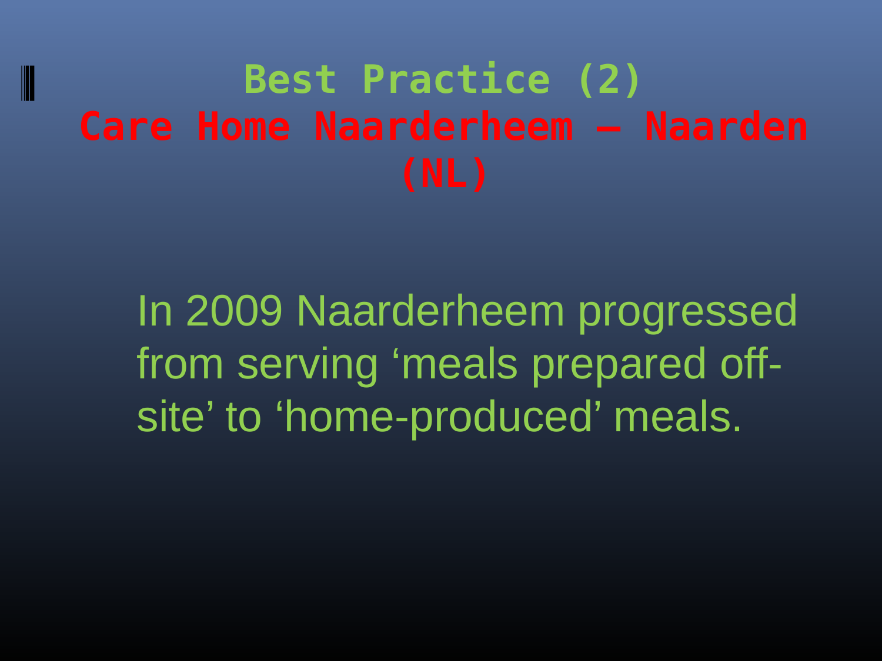# Best Practice (2)
## Care Home Naarderheem – Naarden (NL)

In 2009 Naarderheem progressed from serving ‘meals prepared off-site’ to ‘home-produced’ meals.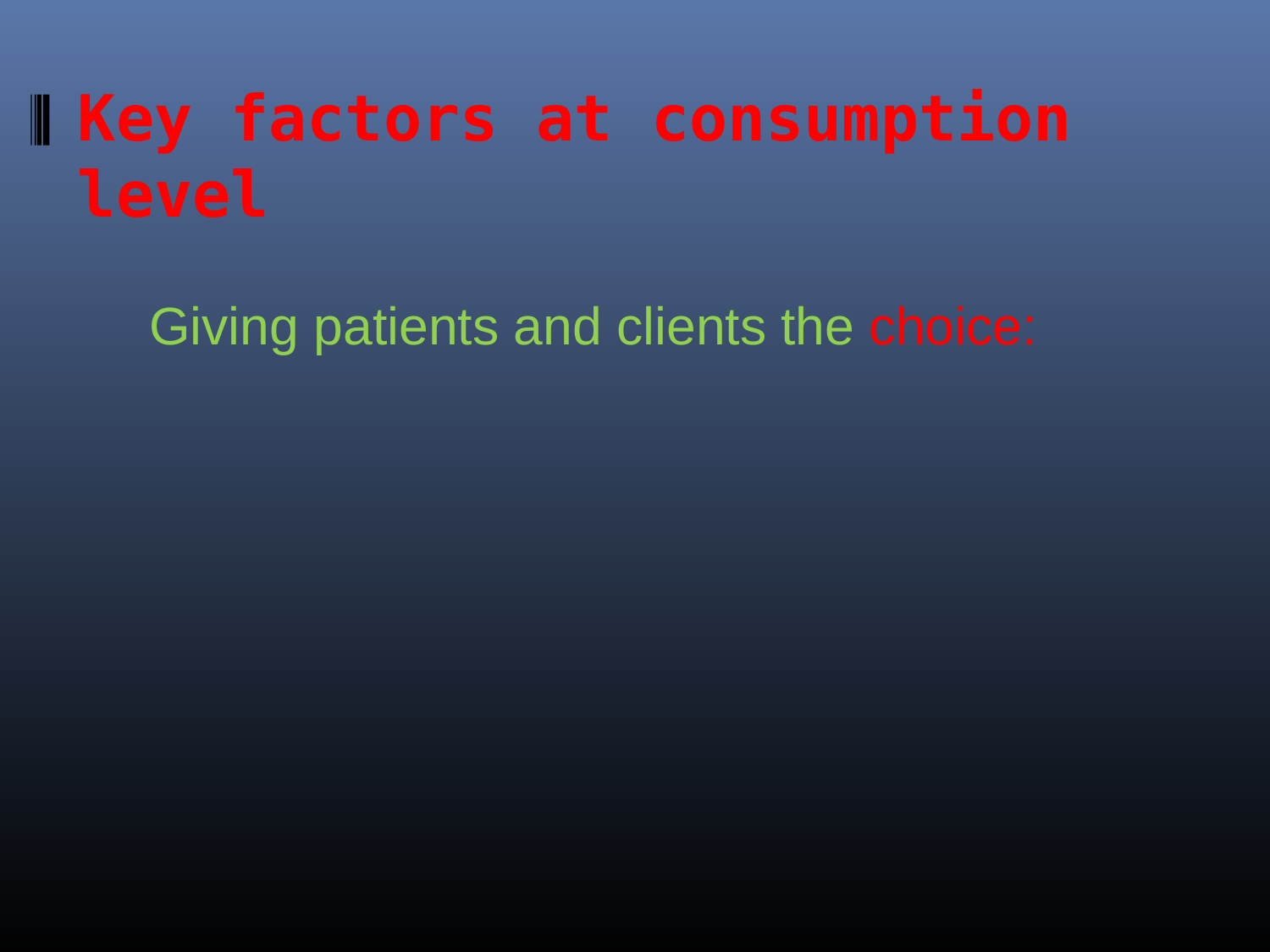# Key factors at consumption level

Giving patients and clients the choice: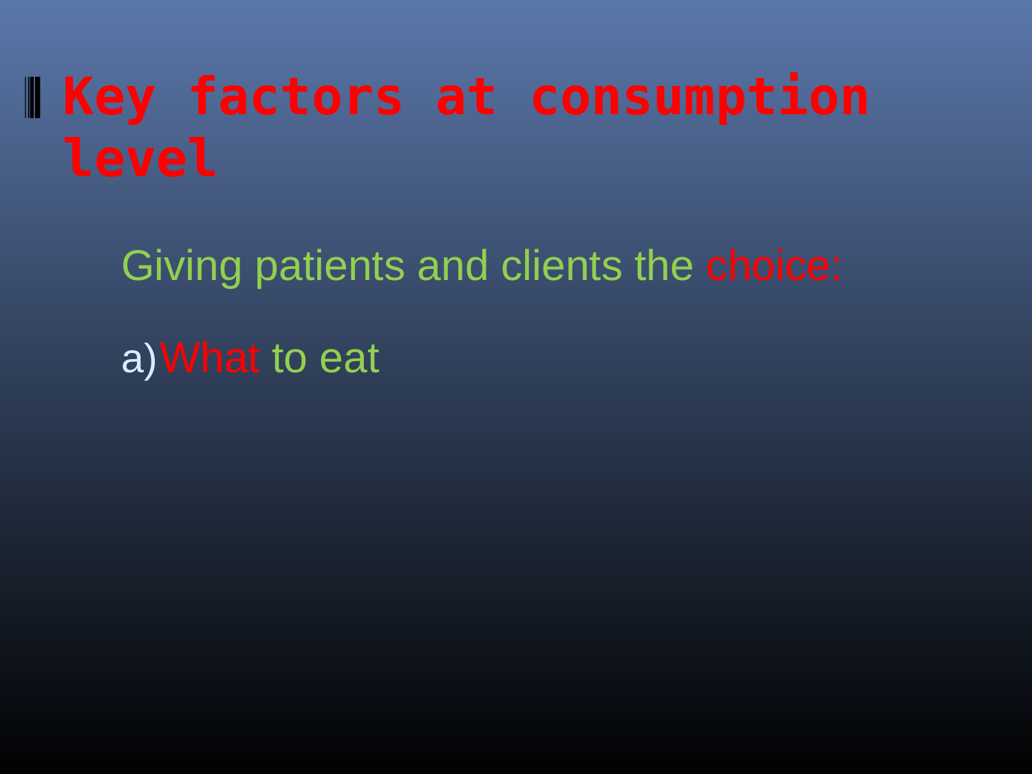# Key factors at consumption level

Giving patients and clients the choice:

a) What to eat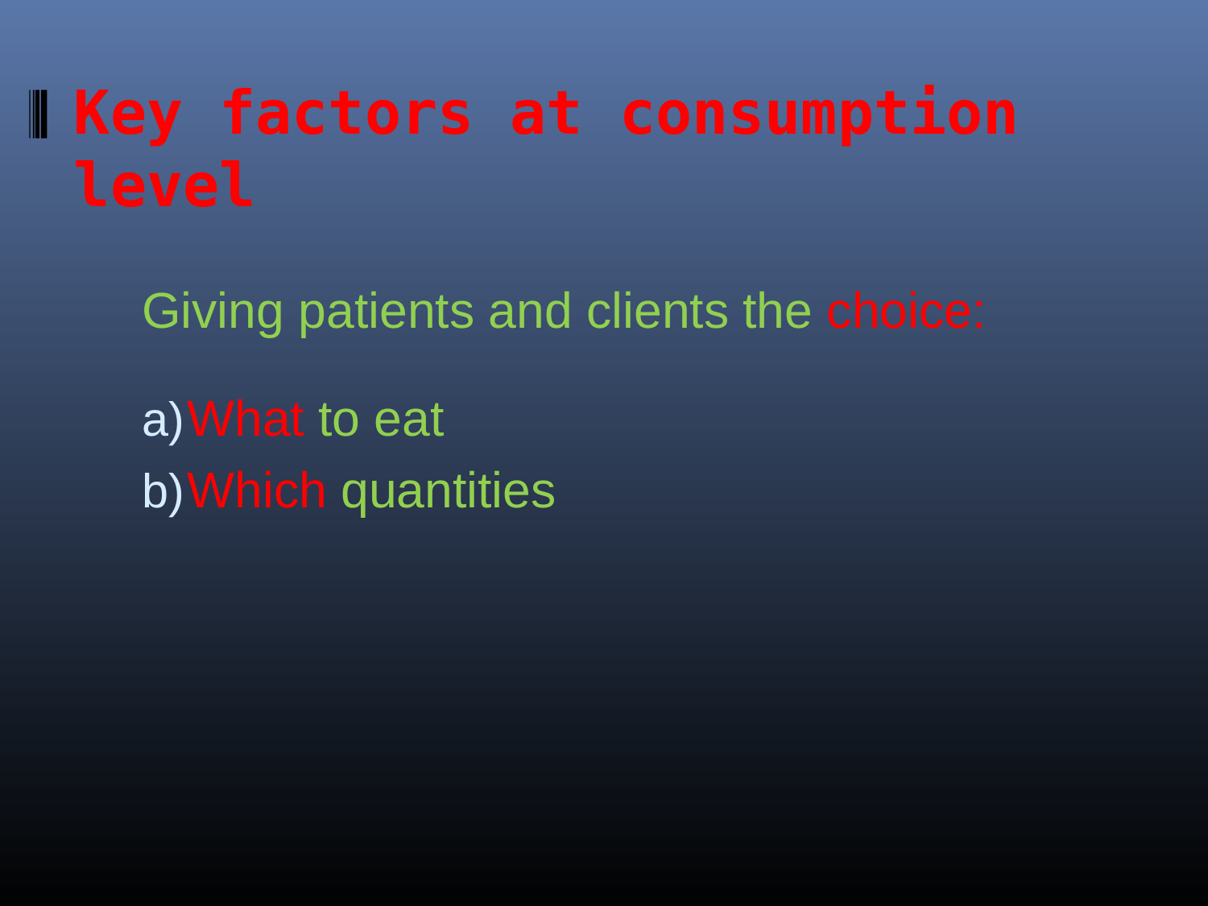# Key factors at consumption level

Giving patients and clients the choice:

a) What to eat
b) Which quantities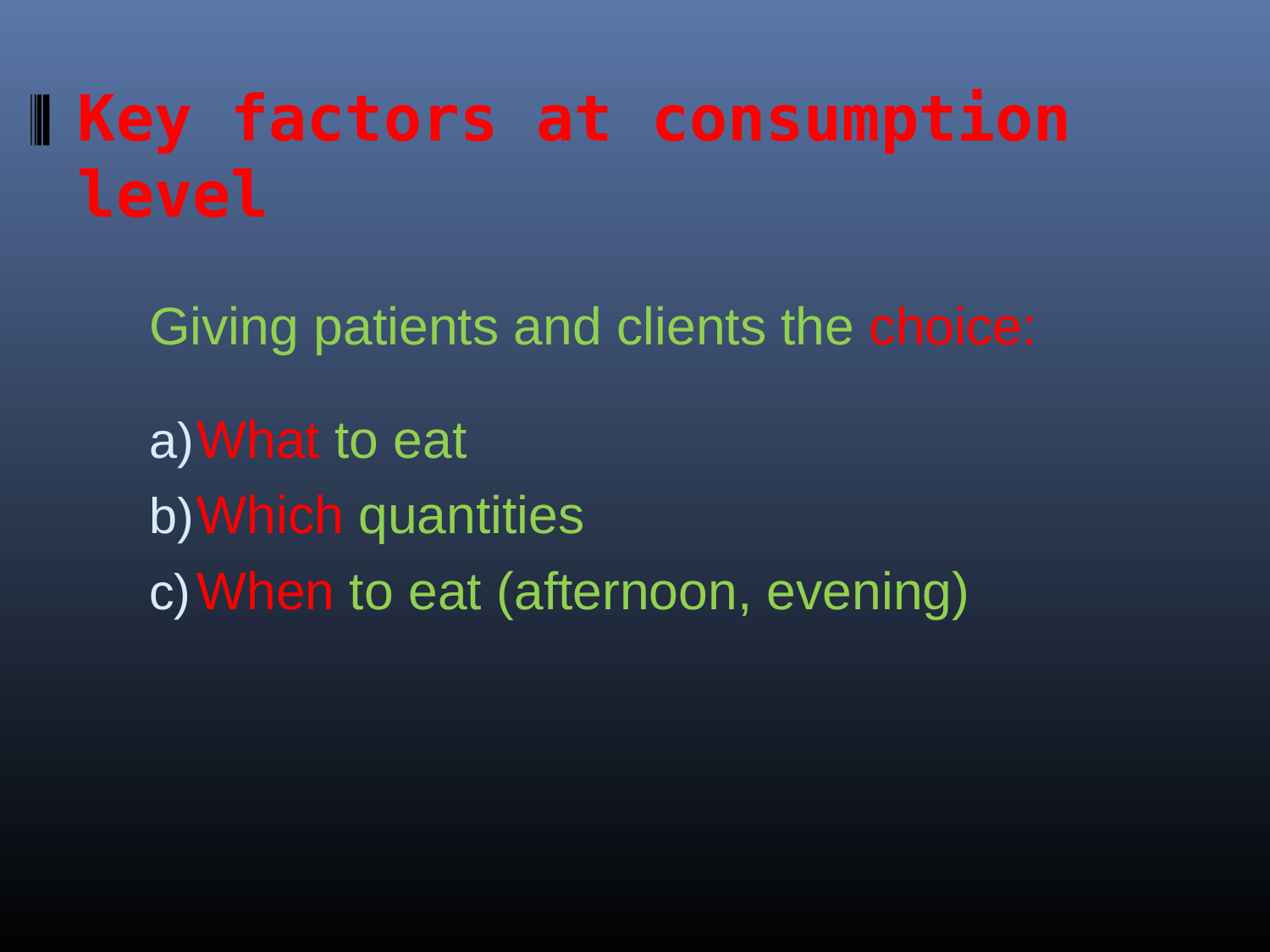# Key factors at consumption level

Giving patients and clients the choice:

a) What to eat
b) Which quantities
c) When to eat (afternoon, evening)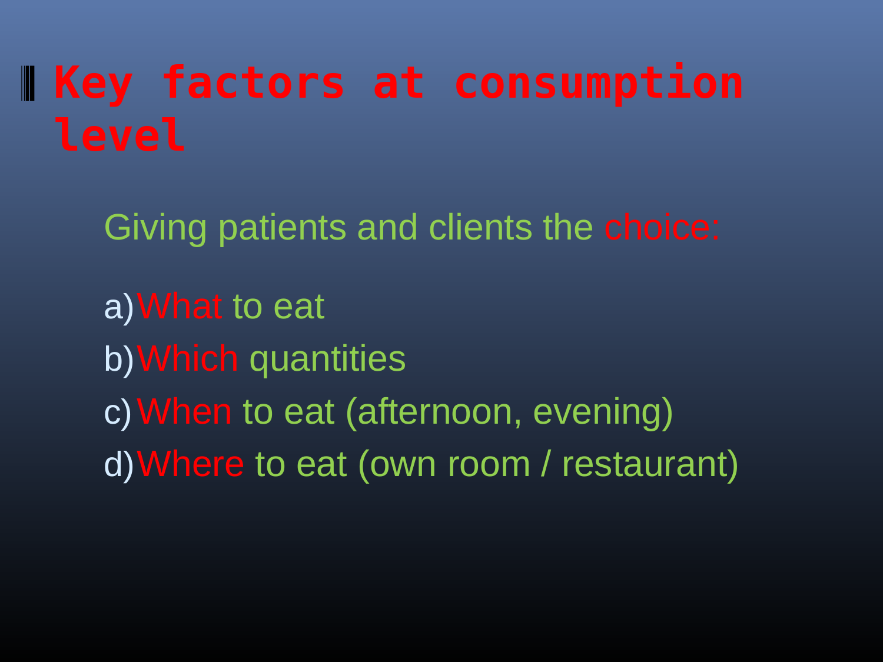# Key factors at consumption level

Giving patients and clients the choice:

a) What to eat
b) Which quantities
c) When to eat (afternoon, evening)
d) Where to eat (own room / restaurant)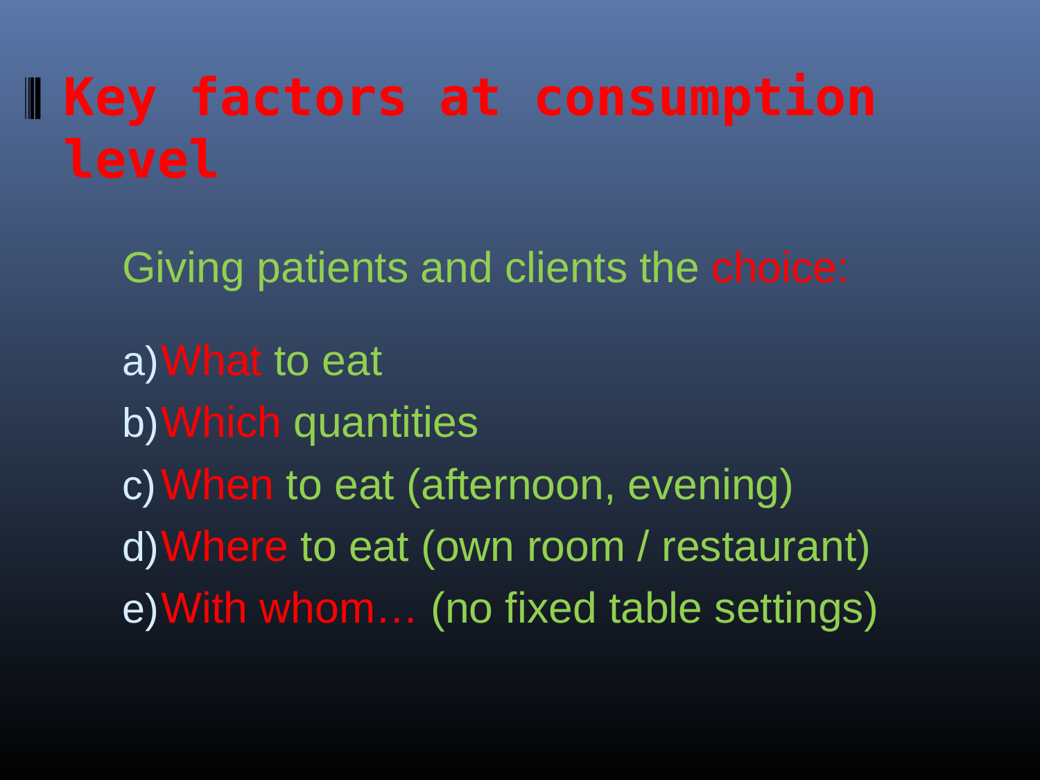# Key factors at consumption level

Giving patients and clients the choice:

a) What to eat
b) Which quantities
c) When to eat (afternoon, evening)
d) Where to eat (own room / restaurant)
e) With whom… (no fixed table settings)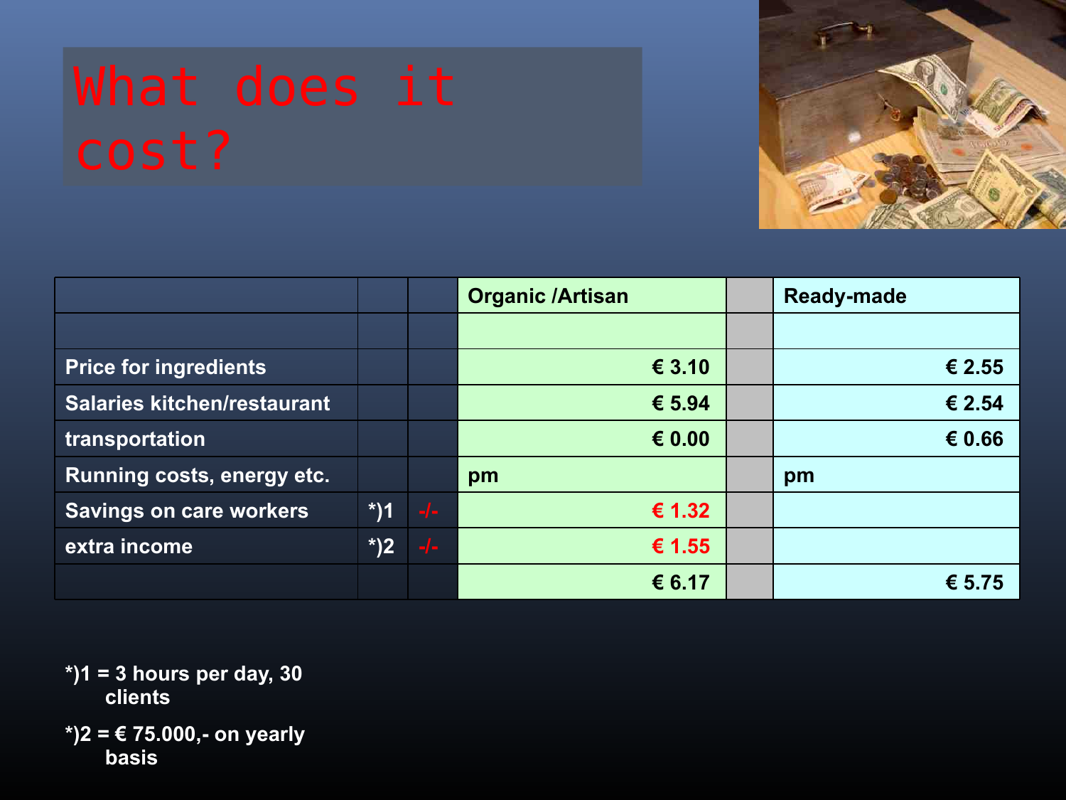# What does it cost?

| | | | Organic /Artisan | | Ready-made |
|---|---|---|---|---|---|
| | | | | | |
| Price for ingredients | | | € 3.10 | | € 2.55 |
| Salaries kitchen/restaurant | | | € 5.94 | | € 2.54 |
| transportation | | | € 0.00 | | € 0.66 |
| Running costs, energy etc. | | | pm | | pm |
| Savings on care workers | *)1 | -/- | € 1.32 | | |
| extra income | *)2 | -/- | € 1.55 | | |
| | | | € 6.17 | | € 5.75 |

*)1 = 3 hours per day, 30 clients

*)2 = € 75.000,- on yearly basis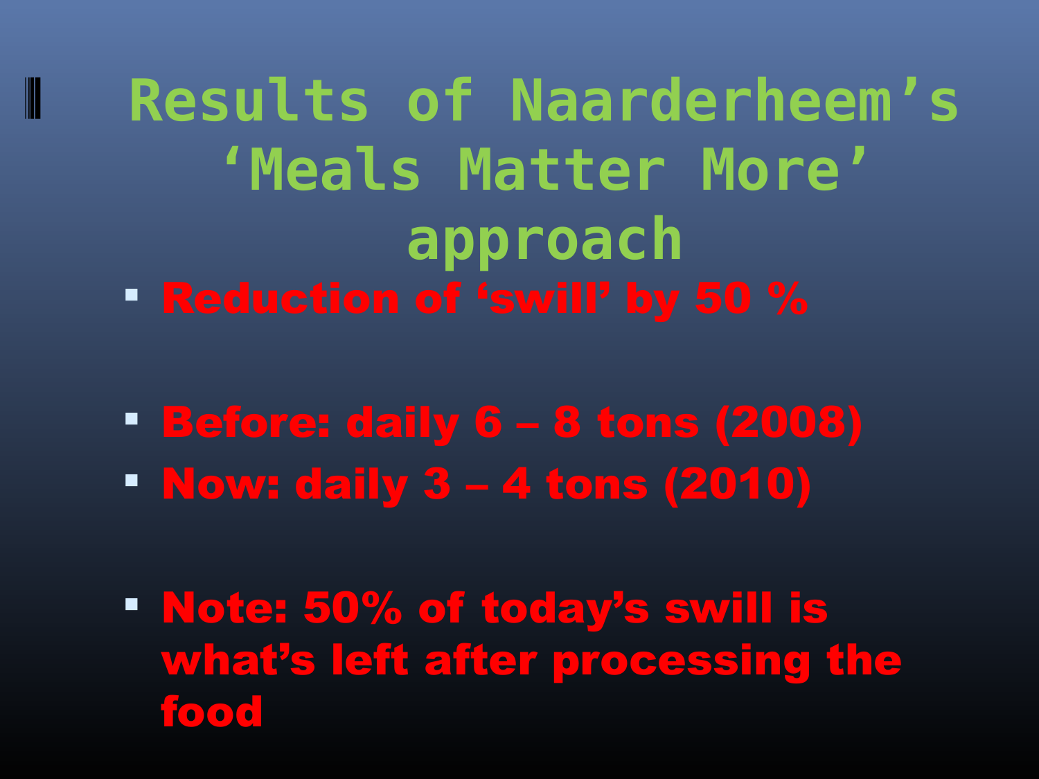# Results of Naarderheem’s ‘Meals Matter More’ approach

- **Reduction of ‘swill’ by 50 %**

- **Before: daily 6 – 8 tons (2008)**
- **Now: daily 3 – 4 tons (2010)**

- **Note: 50% of today’s swill is what’s left after processing the food**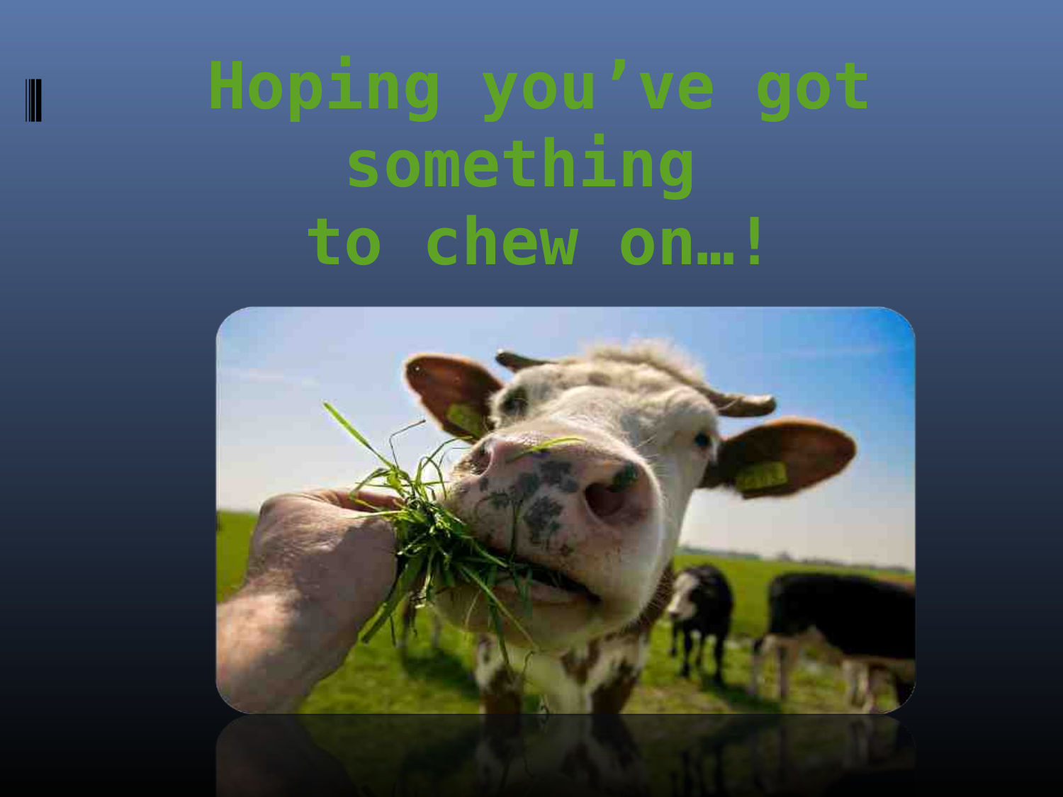# Hoping you've got something to chew on…!